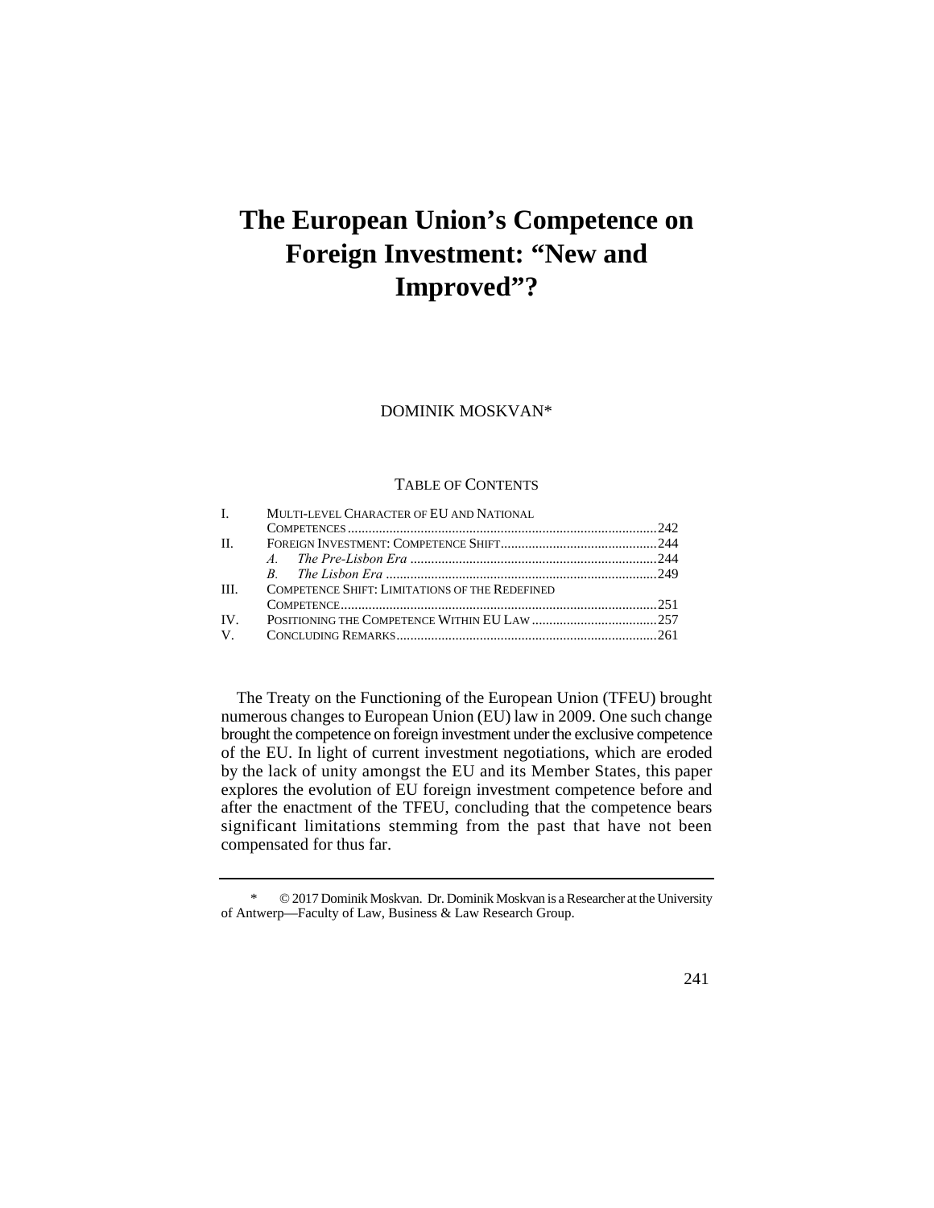# The European Union's Competence on Foreign Investment: "New and Improved"?

DOMINIK MOSKVAN*

TABLE OF CONTENTS

| | | |
|---|---|---|
| I. | MULTI-LEVEL CHARACTER OF EU AND NATIONAL COMPETENCES | 242 |
| II. | FOREIGN INVESTMENT: COMPETENCE SHIFT | 244 |
| | *A. The Pre-Lisbon Era* | 244 |
| | *B. The Lisbon Era* | 249 |
| III. | COMPETENCE SHIFT: LIMITATIONS OF THE REDEFINED COMPETENCE | 251 |
| IV. | POSITIONING THE COMPETENCE WITHIN EU LAW | 257 |
| V. | CONCLUDING REMARKS | 261 |

The Treaty on the Functioning of the European Union (TFEU) brought numerous changes to European Union (EU) law in 2009. One such change brought the competence on foreign investment under the exclusive competence of the EU. In light of current investment negotiations, which are eroded by the lack of unity amongst the EU and its Member States, this paper explores the evolution of EU foreign investment competence before and after the enactment of the TFEU, concluding that the competence bears significant limitations stemming from the past that have not been compensated for thus far.

---

\* © 2017 Dominik Moskvan. Dr. Dominik Moskvan is a Researcher at the University of Antwerp—Faculty of Law, Business & Law Research Group.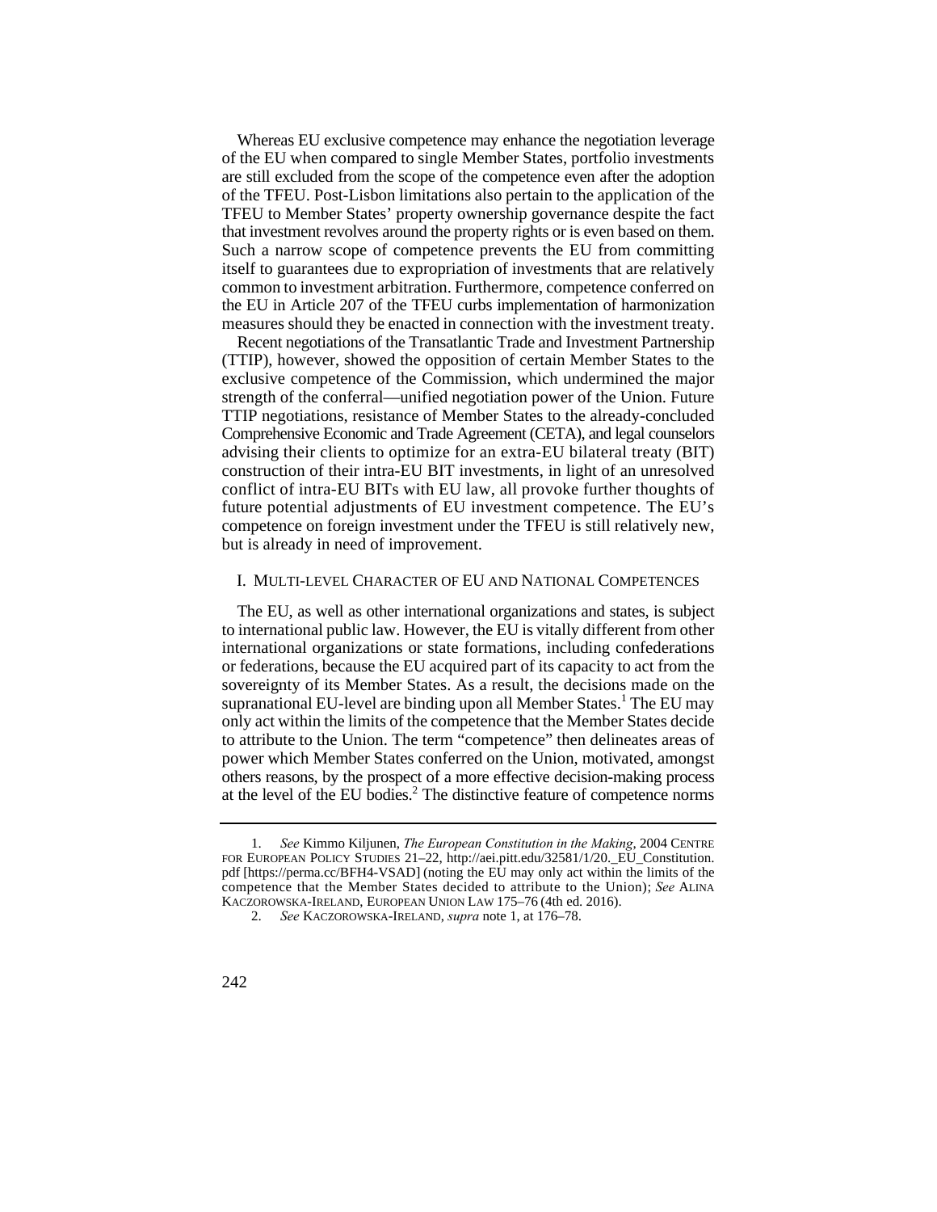Whereas EU exclusive competence may enhance the negotiation leverage of the EU when compared to single Member States, portfolio investments are still excluded from the scope of the competence even after the adoption of the TFEU. Post-Lisbon limitations also pertain to the application of the TFEU to Member States' property ownership governance despite the fact that investment revolves around the property rights or is even based on them. Such a narrow scope of competence prevents the EU from committing itself to guarantees due to expropriation of investments that are relatively common to investment arbitration. Furthermore, competence conferred on the EU in Article 207 of the TFEU curbs implementation of harmonization measures should they be enacted in connection with the investment treaty.

Recent negotiations of the Transatlantic Trade and Investment Partnership (TTIP), however, showed the opposition of certain Member States to the exclusive competence of the Commission, which undermined the major strength of the conferral—unified negotiation power of the Union. Future TTIP negotiations, resistance of Member States to the already-concluded Comprehensive Economic and Trade Agreement (CETA), and legal counselors advising their clients to optimize for an extra-EU bilateral treaty (BIT) construction of their intra-EU BIT investments, in light of an unresolved conflict of intra-EU BITs with EU law, all provoke further thoughts of future potential adjustments of EU investment competence. The EU's competence on foreign investment under the TFEU is still relatively new, but is already in need of improvement.

## I. Multi-level Character of EU and National Competences

The EU, as well as other international organizations and states, is subject to international public law. However, the EU is vitally different from other international organizations or state formations, including confederations or federations, because the EU acquired part of its capacity to act from the sovereignty of its Member States. As a result, the decisions made on the supranational EU-level are binding upon all Member States.[1] The EU may only act within the limits of the competence that the Member States decide to attribute to the Union. The term "competence" then delineates areas of power which Member States conferred on the Union, motivated, amongst others reasons, by the prospect of a more effective decision-making process at the level of the EU bodies.[2] The distinctive feature of competence norms

---

1. *See* Kimmo Kiljunen, *The European Constitution in the Making*, 2004 Centre for European Policy Studies 21–22, http://aei.pitt.edu/32581/1/20._EU_Constitution.pdf [https://perma.cc/BFH4-VSAD] (noting the EU may only act within the limits of the competence that the Member States decided to attribute to the Union); *See* Alina Kaczorowska-Ireland, European Union Law 175–76 (4th ed. 2016).

2. *See* Kaczorowska-Ireland, *supra* note 1, at 176–78.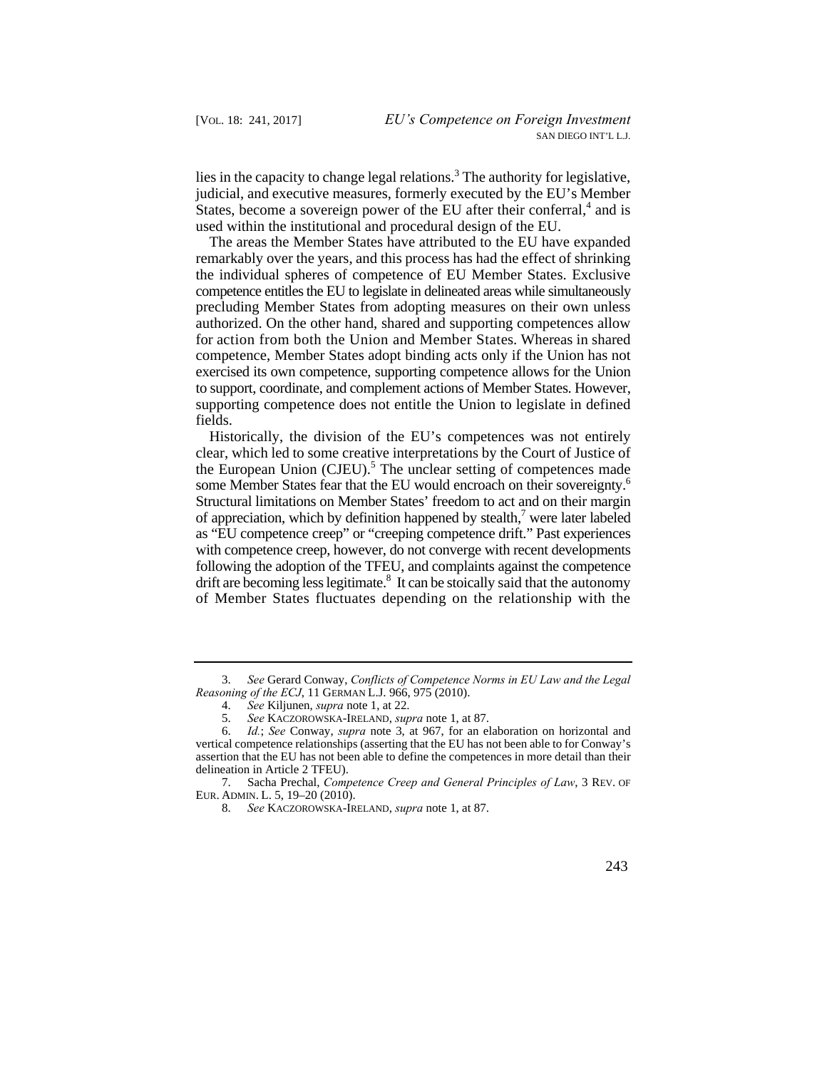lies in the capacity to change legal relations.[3] The authority for legislative, judicial, and executive measures, formerly executed by the EU's Member States, become a sovereign power of the EU after their conferral,[4] and is used within the institutional and procedural design of the EU.

The areas the Member States have attributed to the EU have expanded remarkably over the years, and this process has had the effect of shrinking the individual spheres of competence of EU Member States. Exclusive competence entitles the EU to legislate in delineated areas while simultaneously precluding Member States from adopting measures on their own unless authorized. On the other hand, shared and supporting competences allow for action from both the Union and Member States. Whereas in shared competence, Member States adopt binding acts only if the Union has not exercised its own competence, supporting competence allows for the Union to support, coordinate, and complement actions of Member States. However, supporting competence does not entitle the Union to legislate in defined fields.

Historically, the division of the EU's competences was not entirely clear, which led to some creative interpretations by the Court of Justice of the European Union (CJEU).[5] The unclear setting of competences made some Member States fear that the EU would encroach on their sovereignty.[6] Structural limitations on Member States' freedom to act and on their margin of appreciation, which by definition happened by stealth,[7] were later labeled as "EU competence creep" or "creeping competence drift." Past experiences with competence creep, however, do not converge with recent developments following the adoption of the TFEU, and complaints against the competence drift are becoming less legitimate.[8] It can be stoically said that the autonomy of Member States fluctuates depending on the relationship with the

---

3. *See* Gerard Conway, *Conflicts of Competence Norms in EU Law and the Legal Reasoning of the ECJ*, 11 GERMAN L.J. 966, 975 (2010).

4. *See* Kiljunen, *supra* note 1, at 22.

5. *See* KACZOROWSKA-IRELAND, *supra* note 1, at 87.

6. *Id.*; *See* Conway, *supra* note 3, at 967, for an elaboration on horizontal and vertical competence relationships (asserting that the EU has not been able to for Conway's assertion that the EU has not been able to define the competences in more detail than their delineation in Article 2 TFEU).

7. Sacha Prechal, *Competence Creep and General Principles of Law*, 3 REV. OF EUR. ADMIN. L. 5, 19–20 (2010).

8. *See* KACZOROWSKA-IRELAND, *supra* note 1, at 87.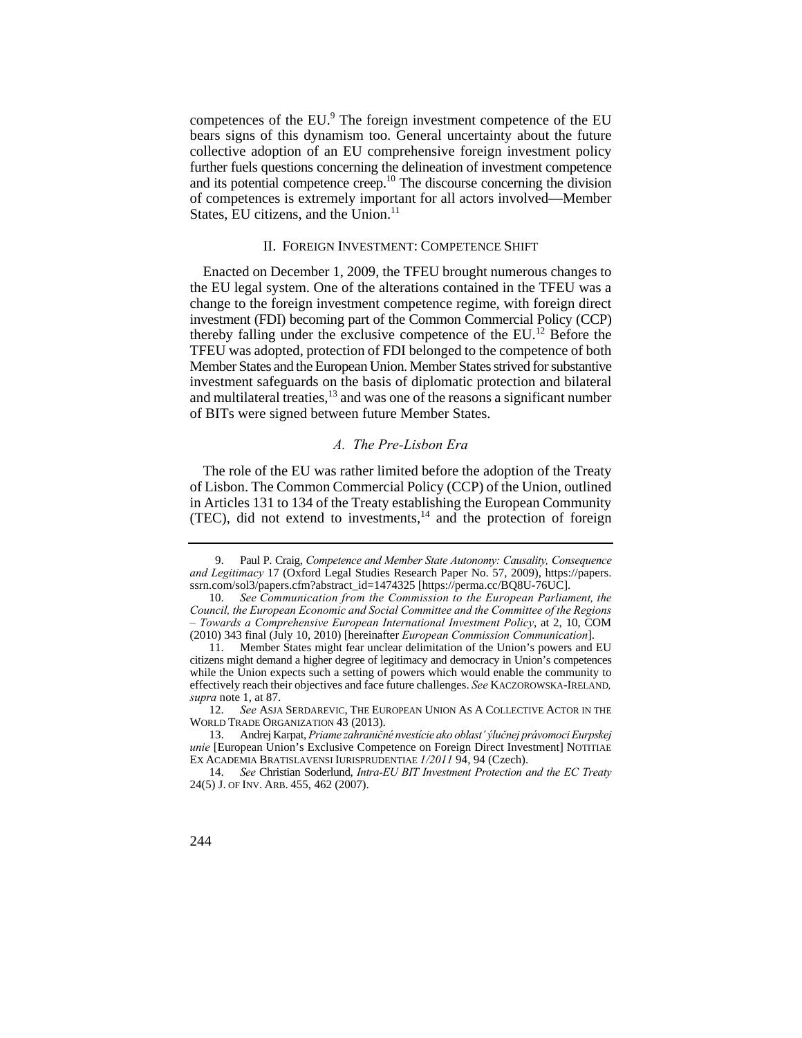competences of the EU.[9] The foreign investment competence of the EU bears signs of this dynamism too. General uncertainty about the future collective adoption of an EU comprehensive foreign investment policy further fuels questions concerning the delineation of investment competence and its potential competence creep.[10] The discourse concerning the division of competences is extremely important for all actors involved—Member States, EU citizens, and the Union.[11]

## II. FOREIGN INVESTMENT: COMPETENCE SHIFT

Enacted on December 1, 2009, the TFEU brought numerous changes to the EU legal system. One of the alterations contained in the TFEU was a change to the foreign investment competence regime, with foreign direct investment (FDI) becoming part of the Common Commercial Policy (CCP) thereby falling under the exclusive competence of the EU.[12] Before the TFEU was adopted, protection of FDI belonged to the competence of both Member States and the European Union. Member States strived for substantive investment safeguards on the basis of diplomatic protection and bilateral and multilateral treaties,[13] and was one of the reasons a significant number of BITs were signed between future Member States.

### *A. The Pre-Lisbon Era*

The role of the EU was rather limited before the adoption of the Treaty of Lisbon. The Common Commercial Policy (CCP) of the Union, outlined in Articles 131 to 134 of the Treaty establishing the European Community (TEC), did not extend to investments,[14] and the protection of foreign

---

9. Paul P. Craig, *Competence and Member State Autonomy: Causality, Consequence and Legitimacy* 17 (Oxford Legal Studies Research Paper No. 57, 2009), https://papers.ssrn.com/sol3/papers.cfm?abstract_id=1474325 [https://perma.cc/BQ8U-76UC].

10. *See Communication from the Commission to the European Parliament, the Council, the European Economic and Social Committee and the Committee of the Regions – Towards a Comprehensive European International Investment Policy*, at 2, 10, COM (2010) 343 final (July 10, 2010) [hereinafter *European Commission Communication*].

11. Member States might fear unclear delimitation of the Union's powers and EU citizens might demand a higher degree of legitimacy and democracy in Union's competences while the Union expects such a setting of powers which would enable the community to effectively reach their objectives and face future challenges. *See* KACZOROWSKA-IRELAND, *supra* note 1, at 87.

12. *See* ASJA SERDAREVIC, THE EUROPEAN UNION AS A COLLECTIVE ACTOR IN THE WORLD TRADE ORGANIZATION 43 (2013).

13. Andrej Karpat, *Priame zahraničné nvestície ako oblasť ýlučnej právomoci Eurpskej unie* [European Union's Exclusive Competence on Foreign Direct Investment] NOTITIAE EX ACADEMIA BRATISLAVENSI IURISPRUDENTIAE *1/2011* 94, 94 (Czech).

14. *See* Christian Soderlund, *Intra-EU BIT Investment Protection and the EC Treaty* 24(5) J. OF INV. ARB. 455, 462 (2007).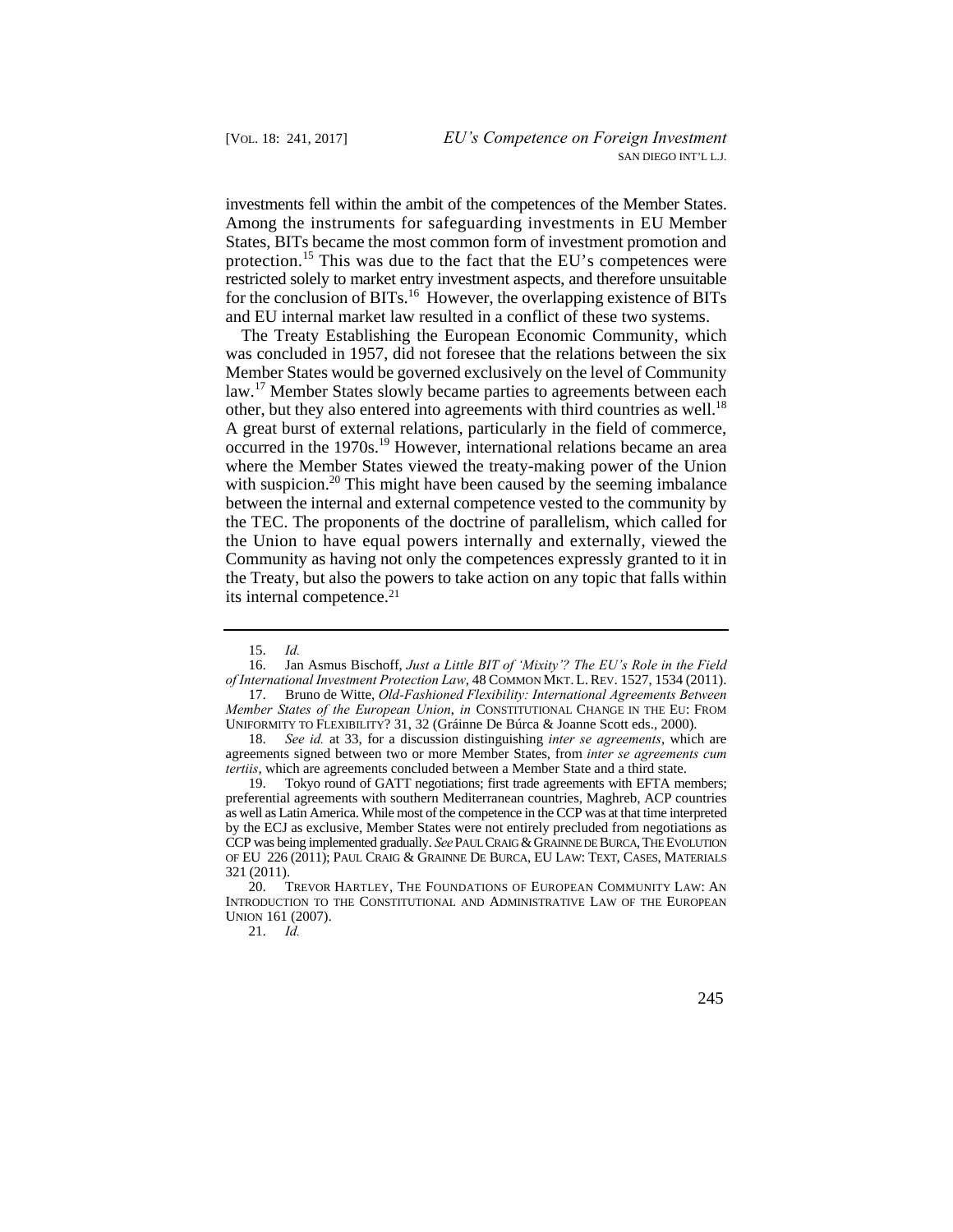investments fell within the ambit of the competences of the Member States. Among the instruments for safeguarding investments in EU Member States, BITs became the most common form of investment promotion and protection.[15] This was due to the fact that the EU's competences were restricted solely to market entry investment aspects, and therefore unsuitable for the conclusion of BITs.[16] However, the overlapping existence of BITs and EU internal market law resulted in a conflict of these two systems.

The Treaty Establishing the European Economic Community, which was concluded in 1957, did not foresee that the relations between the six Member States would be governed exclusively on the level of Community law.[17] Member States slowly became parties to agreements between each other, but they also entered into agreements with third countries as well.[18] A great burst of external relations, particularly in the field of commerce, occurred in the 1970s.[19] However, international relations became an area where the Member States viewed the treaty-making power of the Union with suspicion.[20] This might have been caused by the seeming imbalance between the internal and external competence vested to the community by the TEC. The proponents of the doctrine of parallelism, which called for the Union to have equal powers internally and externally, viewed the Community as having not only the competences expressly granted to it in the Treaty, but also the powers to take action on any topic that falls within its internal competence.[21]

---

15. *Id.*

16. Jan Asmus Bischoff, *Just a Little BIT of 'Mixity'? The EU's Role in the Field of International Investment Protection Law*, 48 COMMON MKT. L. REV. 1527, 1534 (2011).

17. Bruno de Witte, *Old-Fashioned Flexibility: International Agreements Between Member States of the European Union*, *in* CONSTITUTIONAL CHANGE IN THE EU: FROM UNIFORMITY TO FLEXIBILITY? 31, 32 (Gráinne De Búrca & Joanne Scott eds., 2000).

18. *See id.* at 33, for a discussion distinguishing *inter se agreements*, which are agreements signed between two or more Member States, from *inter se agreements cum tertiis*, which are agreements concluded between a Member State and a third state.

19. Tokyo round of GATT negotiations; first trade agreements with EFTA members; preferential agreements with southern Mediterranean countries, Maghreb, ACP countries as well as Latin America. While most of the competence in the CCP was at that time interpreted by the ECJ as exclusive, Member States were not entirely precluded from negotiations as CCP was being implemented gradually. *See* PAUL CRAIG & GRAINNE DE BURCA, THE EVOLUTION OF EU 226 (2011); PAUL CRAIG & GRAINNE DE BURCA, EU LAW: TEXT, CASES, MATERIALS 321 (2011).

20. TREVOR HARTLEY, THE FOUNDATIONS OF EUROPEAN COMMUNITY LAW: AN INTRODUCTION TO THE CONSTITUTIONAL AND ADMINISTRATIVE LAW OF THE EUROPEAN UNION 161 (2007).

21. *Id.*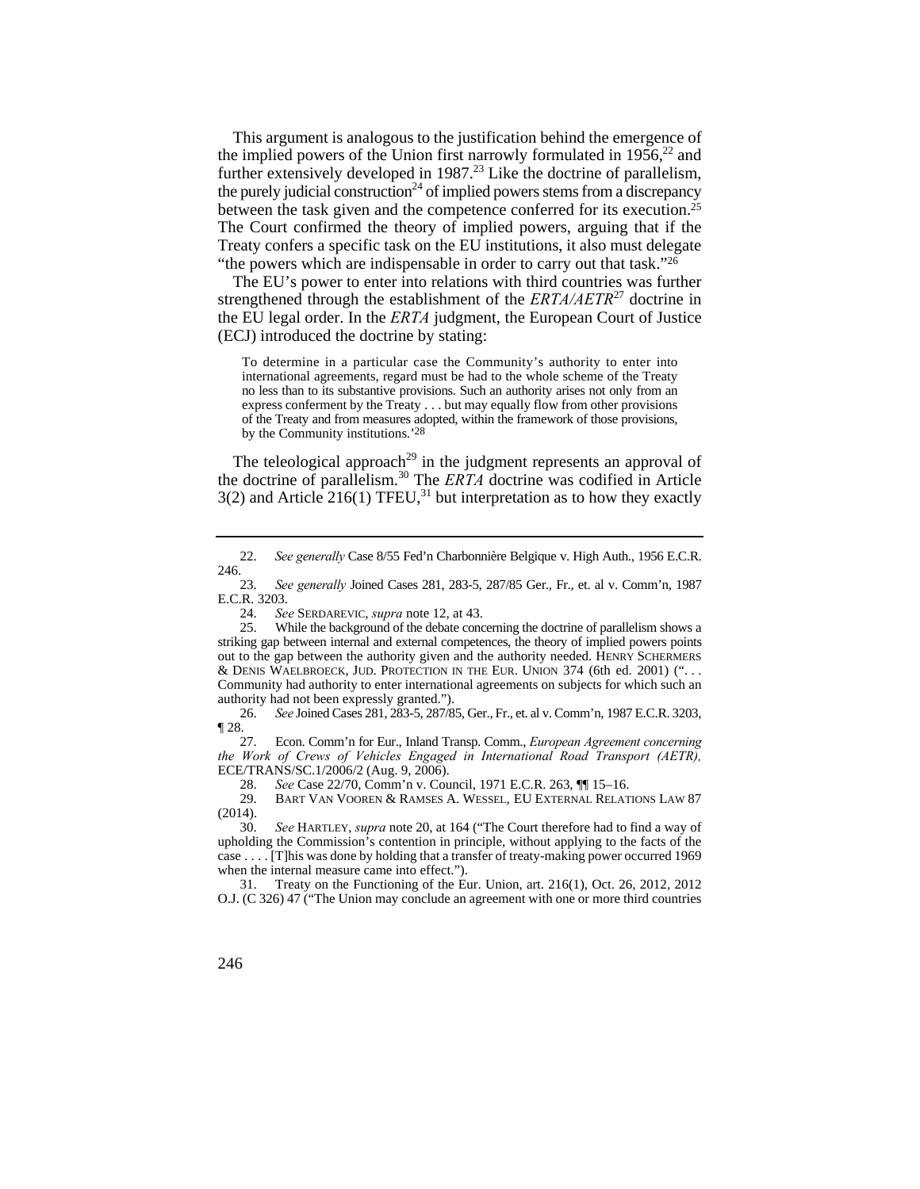This argument is analogous to the justification behind the emergence of the implied powers of the Union first narrowly formulated in 1956,[22] and further extensively developed in 1987.[23] Like the doctrine of parallelism, the purely judicial construction[24] of implied powers stems from a discrepancy between the task given and the competence conferred for its execution.[25] The Court confirmed the theory of implied powers, arguing that if the Treaty confers a specific task on the EU institutions, it also must delegate "the powers which are indispensable in order to carry out that task."[26]

The EU's power to enter into relations with third countries was further strengthened through the establishment of the *ERTA/AETR*[27] doctrine in the EU legal order. In the *ERTA* judgment, the European Court of Justice (ECJ) introduced the doctrine by stating:

> To determine in a particular case the Community's authority to enter into international agreements, regard must be had to the whole scheme of the Treaty no less than to its substantive provisions. Such an authority arises not only from an express conferment by the Treaty . . . but may equally flow from other provisions of the Treaty and from measures adopted, within the framework of those provisions, by the Community institutions.'[28]

The teleological approach[29] in the judgment represents an approval of the doctrine of parallelism.[30] The *ERTA* doctrine was codified in Article 3(2) and Article 216(1) TFEU,[31] but interpretation as to how they exactly

---

22. *See generally* Case 8/55 Fed'n Charbonnière Belgique v. High Auth., 1956 E.C.R. 246.

23. *See generally* Joined Cases 281, 283-5, 287/85 Ger., Fr., et. al v. Comm'n, 1987 E.C.R. 3203.

24. *See* SERDAREVIC, *supra* note 12, at 43.

25. While the background of the debate concerning the doctrine of parallelism shows a striking gap between internal and external competences, the theory of implied powers points out to the gap between the authority given and the authority needed. HENRY SCHERMERS & DENIS WAELBROECK, JUD. PROTECTION IN THE EUR. UNION 374 (6th ed. 2001) (". . . Community had authority to enter international agreements on subjects for which such an authority had not been expressly granted.").

26. *See* Joined Cases 281, 283-5, 287/85, Ger., Fr., et. al v. Comm'n, 1987 E.C.R. 3203, ¶ 28.

27. Econ. Comm'n for Eur., Inland Transp. Comm., *European Agreement concerning the Work of Crews of Vehicles Engaged in International Road Transport (AETR),* ECE/TRANS/SC.1/2006/2 (Aug. 9, 2006).

28. *See* Case 22/70, Comm'n v. Council, 1971 E.C.R. 263, ¶¶ 15–16.

29. BART VAN VOOREN & RAMSES A. WESSEL, EU EXTERNAL RELATIONS LAW 87 (2014).

30. *See* HARTLEY, *supra* note 20, at 164 ("The Court therefore had to find a way of upholding the Commission's contention in principle, without applying to the facts of the case . . . . [T]his was done by holding that a transfer of treaty-making power occurred 1969 when the internal measure came into effect.").

31. Treaty on the Functioning of the Eur. Union, art. 216(1), Oct. 26, 2012, 2012 O.J. (C 326) 47 ("The Union may conclude an agreement with one or more third countries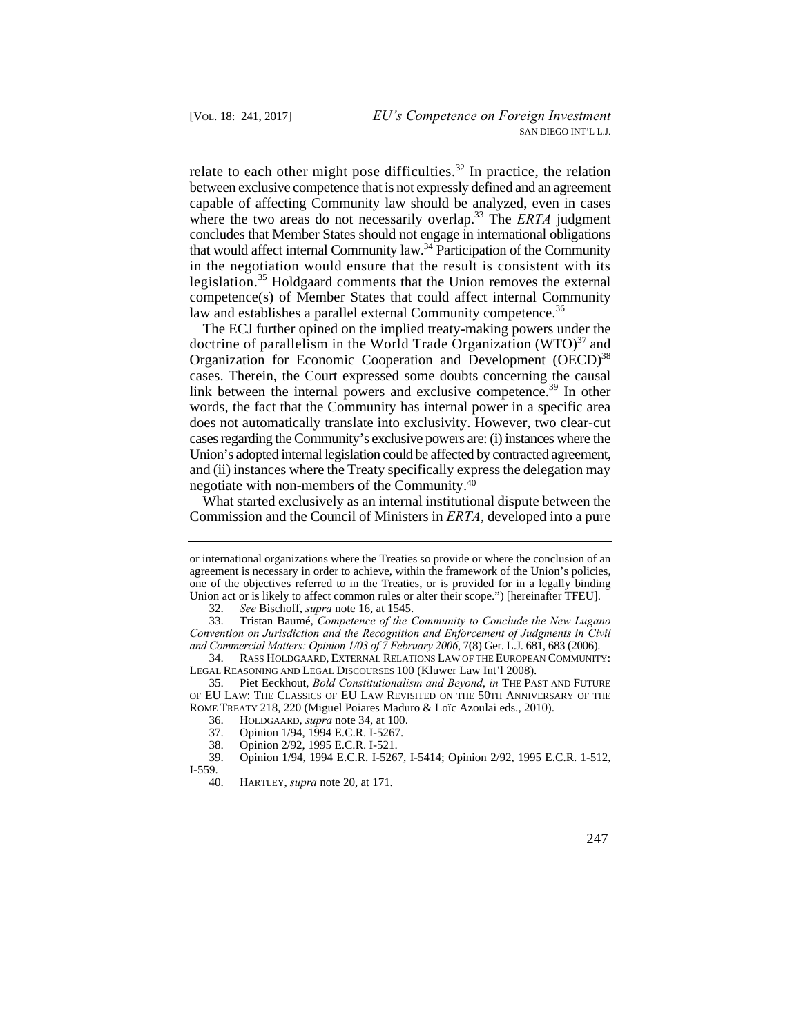relate to each other might pose difficulties.[32] In practice, the relation between exclusive competence that is not expressly defined and an agreement capable of affecting Community law should be analyzed, even in cases where the two areas do not necessarily overlap.[33] The *ERTA* judgment concludes that Member States should not engage in international obligations that would affect internal Community law.[34] Participation of the Community in the negotiation would ensure that the result is consistent with its legislation.[35] Holdgaard comments that the Union removes the external competence(s) of Member States that could affect internal Community law and establishes a parallel external Community competence.[36]

The ECJ further opined on the implied treaty-making powers under the doctrine of parallelism in the World Trade Organization (WTO)[37] and Organization for Economic Cooperation and Development (OECD)[38] cases. Therein, the Court expressed some doubts concerning the causal link between the internal powers and exclusive competence.[39] In other words, the fact that the Community has internal power in a specific area does not automatically translate into exclusivity. However, two clear-cut cases regarding the Community's exclusive powers are: (i) instances where the Union's adopted internal legislation could be affected by contracted agreement, and (ii) instances where the Treaty specifically express the delegation may negotiate with non-members of the Community.[40]

What started exclusively as an internal institutional dispute between the Commission and the Council of Ministers in *ERTA*, developed into a pure

---

or international organizations where the Treaties so provide or where the conclusion of an agreement is necessary in order to achieve, within the framework of the Union's policies, one of the objectives referred to in the Treaties, or is provided for in a legally binding Union act or is likely to affect common rules or alter their scope.") [hereinafter TFEU].

32. *See* Bischoff, *supra* note 16, at 1545.

33. Tristan Baumé, *Competence of the Community to Conclude the New Lugano Convention on Jurisdiction and the Recognition and Enforcement of Judgments in Civil and Commercial Matters: Opinion 1/03 of 7 February 2006*, 7(8) Ger. L.J. 681, 683 (2006).

34. RASS HOLDGAARD, EXTERNAL RELATIONS LAW OF THE EUROPEAN COMMUNITY: LEGAL REASONING AND LEGAL DISCOURSES 100 (Kluwer Law Int'l 2008).

35. Piet Eeckhout, *Bold Constitutionalism and Beyond*, *in* THE PAST AND FUTURE OF EU LAW: THE CLASSICS OF EU LAW REVISITED ON THE 50TH ANNIVERSARY OF THE ROME TREATY 218, 220 (Miguel Poiares Maduro & Loïc Azoulai eds., 2010).

36. HOLDGAARD, *supra* note 34, at 100.

37. Opinion 1/94, 1994 E.C.R. I-5267.

38. Opinion 2/92, 1995 E.C.R. I-521.

39. Opinion 1/94, 1994 E.C.R. I-5267, I-5414; Opinion 2/92, 1995 E.C.R. 1-512, I-559.

40. HARTLEY, *supra* note 20, at 171.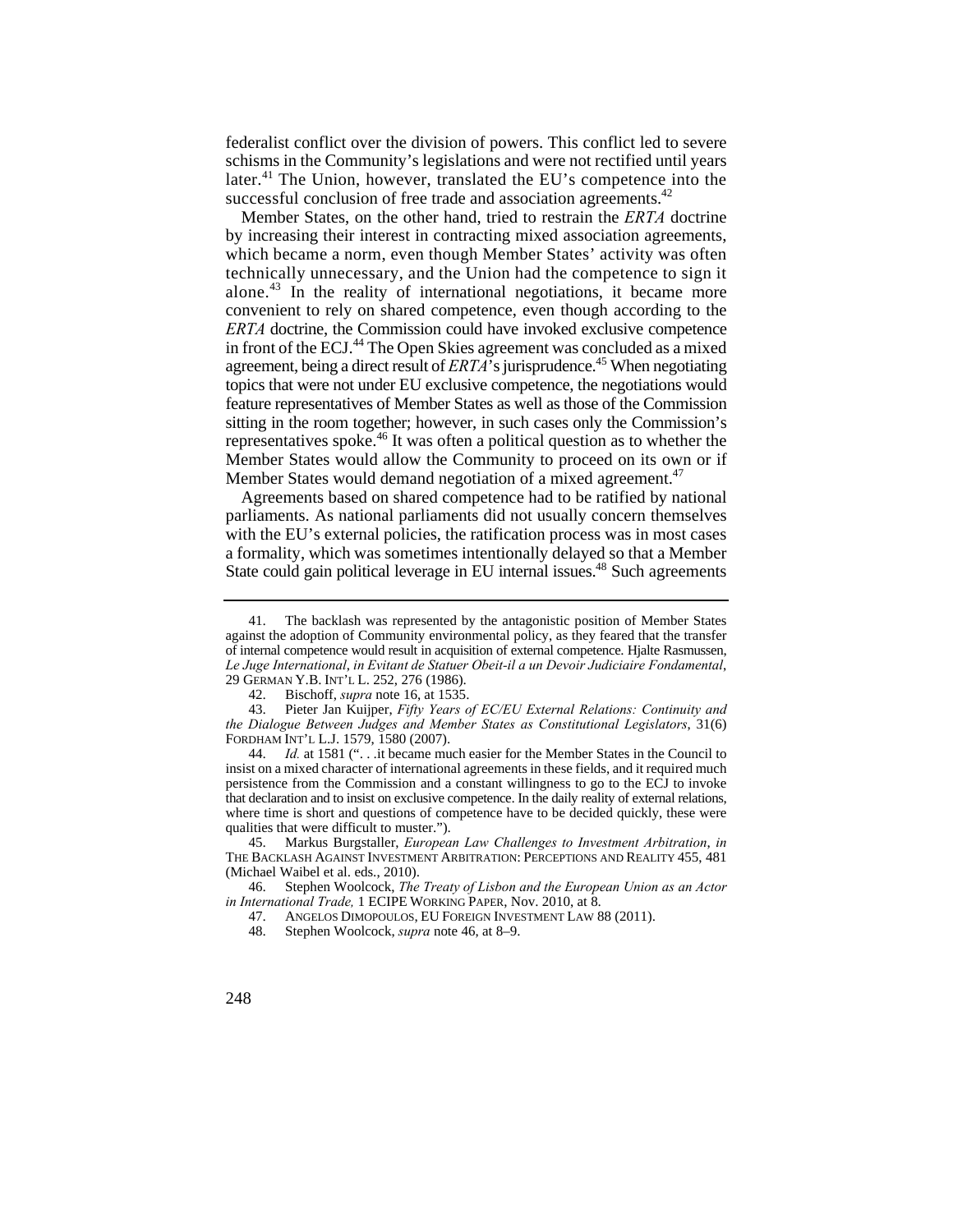federalist conflict over the division of powers. This conflict led to severe schisms in the Community's legislations and were not rectified until years later.[41] The Union, however, translated the EU's competence into the successful conclusion of free trade and association agreements.[42]

Member States, on the other hand, tried to restrain the *ERTA* doctrine by increasing their interest in contracting mixed association agreements, which became a norm, even though Member States' activity was often technically unnecessary, and the Union had the competence to sign it alone.[43] In the reality of international negotiations, it became more convenient to rely on shared competence, even though according to the *ERTA* doctrine, the Commission could have invoked exclusive competence in front of the ECJ.[44] The Open Skies agreement was concluded as a mixed agreement, being a direct result of *ERTA*'s jurisprudence.[45] When negotiating topics that were not under EU exclusive competence, the negotiations would feature representatives of Member States as well as those of the Commission sitting in the room together; however, in such cases only the Commission's representatives spoke.[46] It was often a political question as to whether the Member States would allow the Community to proceed on its own or if Member States would demand negotiation of a mixed agreement.[47]

Agreements based on shared competence had to be ratified by national parliaments. As national parliaments did not usually concern themselves with the EU's external policies, the ratification process was in most cases a formality, which was sometimes intentionally delayed so that a Member State could gain political leverage in EU internal issues.[48] Such agreements

---

41. The backlash was represented by the antagonistic position of Member States against the adoption of Community environmental policy, as they feared that the transfer of internal competence would result in acquisition of external competence. Hjalte Rasmussen, *Le Juge International, in Evitant de Statuer Obeit-il a un Devoir Judiciaire Fondamental*, 29 GERMAN Y.B. INT'L L. 252, 276 (1986).

42. Bischoff, *supra* note 16, at 1535.

43. Pieter Jan Kuijper, *Fifty Years of EC/EU External Relations: Continuity and the Dialogue Between Judges and Member States as Constitutional Legislators*, 31(6) FORDHAM INT'L L.J. 1579, 1580 (2007).

44. *Id.* at 1581 (". . .it became much easier for the Member States in the Council to insist on a mixed character of international agreements in these fields, and it required much persistence from the Commission and a constant willingness to go to the ECJ to invoke that declaration and to insist on exclusive competence. In the daily reality of external relations, where time is short and questions of competence have to be decided quickly, these were qualities that were difficult to muster.").

45. Markus Burgstaller, *European Law Challenges to Investment Arbitration*, *in* THE BACKLASH AGAINST INVESTMENT ARBITRATION: PERCEPTIONS AND REALITY 455, 481 (Michael Waibel et al. eds., 2010).

46. Stephen Woolcock, *The Treaty of Lisbon and the European Union as an Actor in International Trade,* 1 ECIPE WORKING PAPER, Nov. 2010, at 8.

47. ANGELOS DIMOPOULOS, EU FOREIGN INVESTMENT LAW 88 (2011).

48. Stephen Woolcock, *supra* note 46, at 8–9.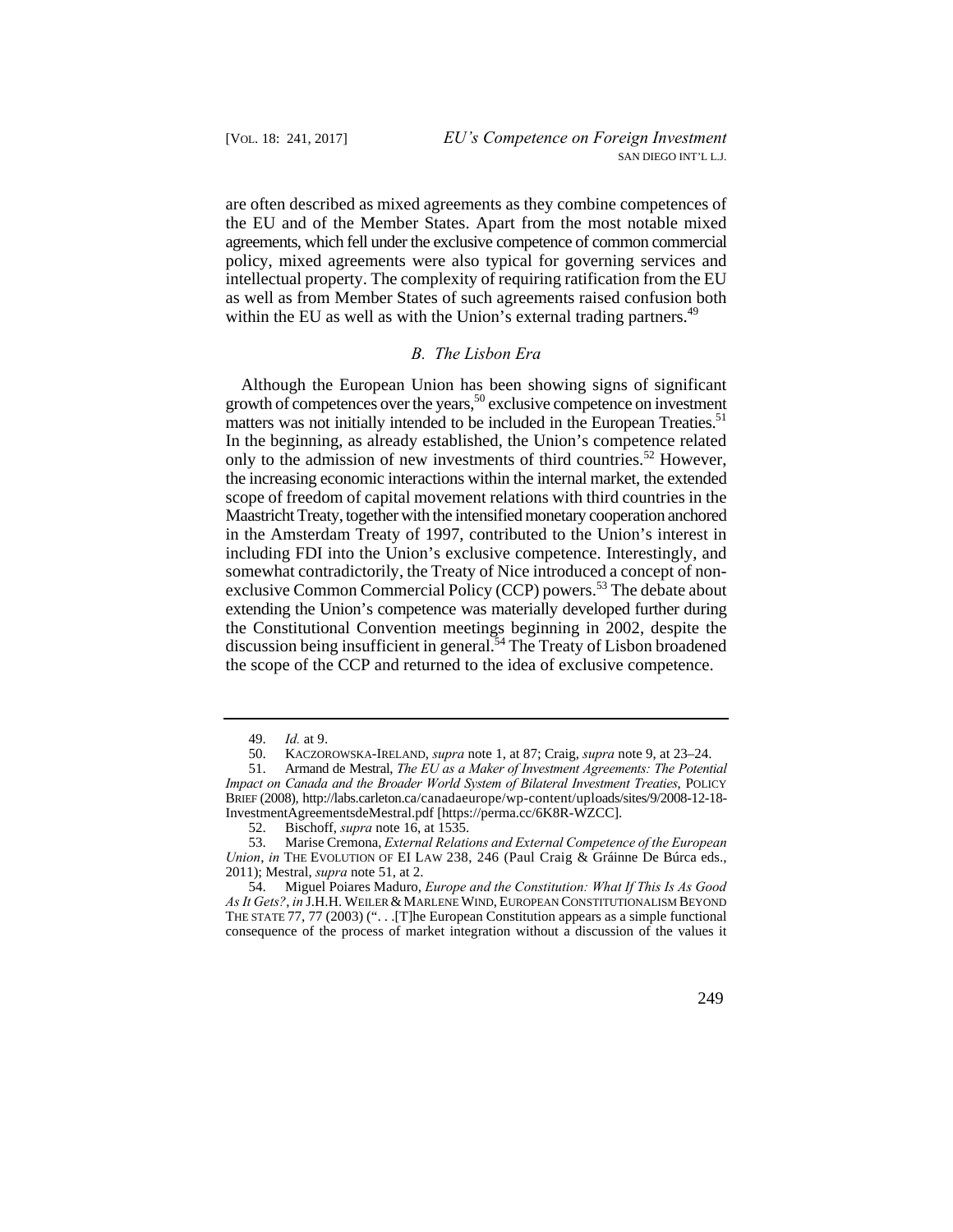are often described as mixed agreements as they combine competences of the EU and of the Member States. Apart from the most notable mixed agreements, which fell under the exclusive competence of common commercial policy, mixed agreements were also typical for governing services and intellectual property. The complexity of requiring ratification from the EU as well as from Member States of such agreements raised confusion both within the EU as well as with the Union's external trading partners.[49]

### *B. The Lisbon Era*

Although the European Union has been showing signs of significant growth of competences over the years,[50] exclusive competence on investment matters was not initially intended to be included in the European Treaties.[51] In the beginning, as already established, the Union's competence related only to the admission of new investments of third countries.[52] However, the increasing economic interactions within the internal market, the extended scope of freedom of capital movement relations with third countries in the Maastricht Treaty, together with the intensified monetary cooperation anchored in the Amsterdam Treaty of 1997, contributed to the Union's interest in including FDI into the Union's exclusive competence. Interestingly, and somewhat contradictorily, the Treaty of Nice introduced a concept of non-exclusive Common Commercial Policy (CCP) powers.[53] The debate about extending the Union's competence was materially developed further during the Constitutional Convention meetings beginning in 2002, despite the discussion being insufficient in general.[54] The Treaty of Lisbon broadened the scope of the CCP and returned to the idea of exclusive competence.

---

49. *Id.* at 9.

50. KACZOROWSKA-IRELAND, *supra* note 1, at 87; Craig, *supra* note 9, at 23–24.

51. Armand de Mestral, *The EU as a Maker of Investment Agreements: The Potential Impact on Canada and the Broader World System of Bilateral Investment Treaties*, POLICY BRIEF (2008), http://labs.carleton.ca/canadaeurope/wp-content/uploads/sites/9/2008-12-18-InvestmentAgreementsdeMestral.pdf [https://perma.cc/6K8R-WZCC].

52. Bischoff, *supra* note 16, at 1535.

53. Marise Cremona, *External Relations and External Competence of the European Union*, *in* THE EVOLUTION OF EI LAW 238, 246 (Paul Craig & Gráinne De Búrca eds., 2011); Mestral, *supra* note 51, at 2.

54. Miguel Poiares Maduro, *Europe and the Constitution: What If This Is As Good As It Gets?*, *in* J.H.H. WEILER & MARLENE WIND, EUROPEAN CONSTITUTIONALISM BEYOND THE STATE 77, 77 (2003) (". . .[T]he European Constitution appears as a simple functional consequence of the process of market integration without a discussion of the values it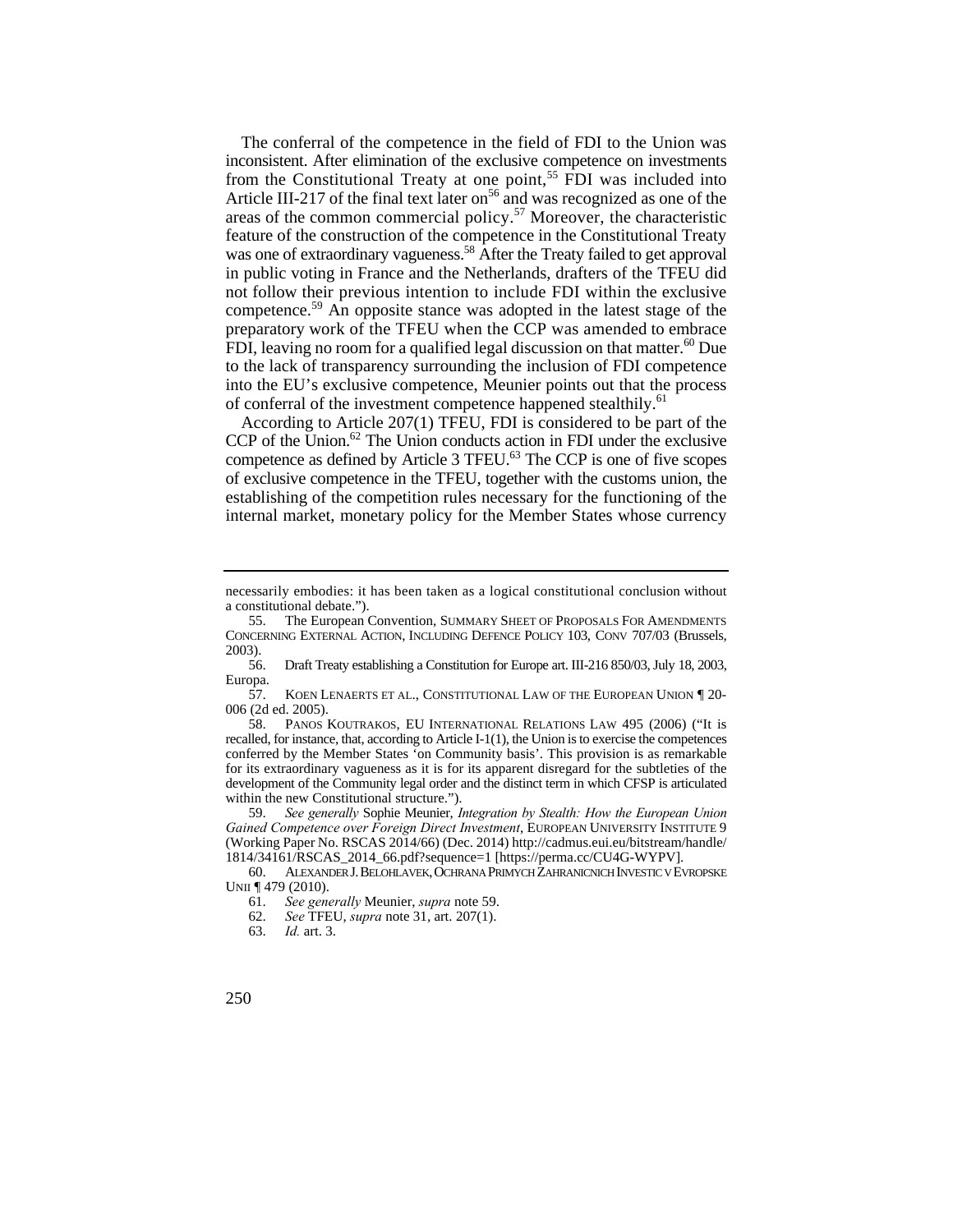The conferral of the competence in the field of FDI to the Union was inconsistent. After elimination of the exclusive competence on investments from the Constitutional Treaty at one point,[55] FDI was included into Article III-217 of the final text later on[56] and was recognized as one of the areas of the common commercial policy.[57] Moreover, the characteristic feature of the construction of the competence in the Constitutional Treaty was one of extraordinary vagueness.[58] After the Treaty failed to get approval in public voting in France and the Netherlands, drafters of the TFEU did not follow their previous intention to include FDI within the exclusive competence.[59] An opposite stance was adopted in the latest stage of the preparatory work of the TFEU when the CCP was amended to embrace FDI, leaving no room for a qualified legal discussion on that matter.[60] Due to the lack of transparency surrounding the inclusion of FDI competence into the EU's exclusive competence, Meunier points out that the process of conferral of the investment competence happened stealthily.[61]

According to Article 207(1) TFEU, FDI is considered to be part of the CCP of the Union.[62] The Union conducts action in FDI under the exclusive competence as defined by Article 3 TFEU.[63] The CCP is one of five scopes of exclusive competence in the TFEU, together with the customs union, the establishing of the competition rules necessary for the functioning of the internal market, monetary policy for the Member States whose currency

---

necessarily embodies: it has been taken as a logical constitutional conclusion without a constitutional debate.").

55. The European Convention, SUMMARY SHEET OF PROPOSALS FOR AMENDMENTS CONCERNING EXTERNAL ACTION, INCLUDING DEFENCE POLICY 103, CONV 707/03 (Brussels, 2003).

56. Draft Treaty establishing a Constitution for Europe art. III-216 850/03, July 18, 2003, Europa.

57. KOEN LENAERTS ET AL., CONSTITUTIONAL LAW OF THE EUROPEAN UNION ¶ 20-006 (2d ed. 2005).

58. PANOS KOUTRAKOS, EU INTERNATIONAL RELATIONS LAW 495 (2006) ("It is recalled, for instance, that, according to Article I-1(1), the Union is to exercise the competences conferred by the Member States 'on Community basis'. This provision is as remarkable for its extraordinary vagueness as it is for its apparent disregard for the subtleties of the development of the Community legal order and the distinct term in which CFSP is articulated within the new Constitutional structure.").

59. *See generally* Sophie Meunier, *Integration by Stealth: How the European Union Gained Competence over Foreign Direct Investment*, EUROPEAN UNIVERSITY INSTITUTE 9 (Working Paper No. RSCAS 2014/66) (Dec. 2014) http://cadmus.eui.eu/bitstream/handle/1814/34161/RSCAS_2014_66.pdf?sequence=1 [https://perma.cc/CU4G-WYPV].

60. ALEXANDER J. BELOHLAVEK, OCHRANA PRIMYCH ZAHRANICNICH INVESTIC V EVROPSKE UNII ¶ 479 (2010).

61. *See generally* Meunier, *supra* note 59.

62. *See* TFEU, *supra* note 31, art. 207(1).

63. *Id.* art. 3.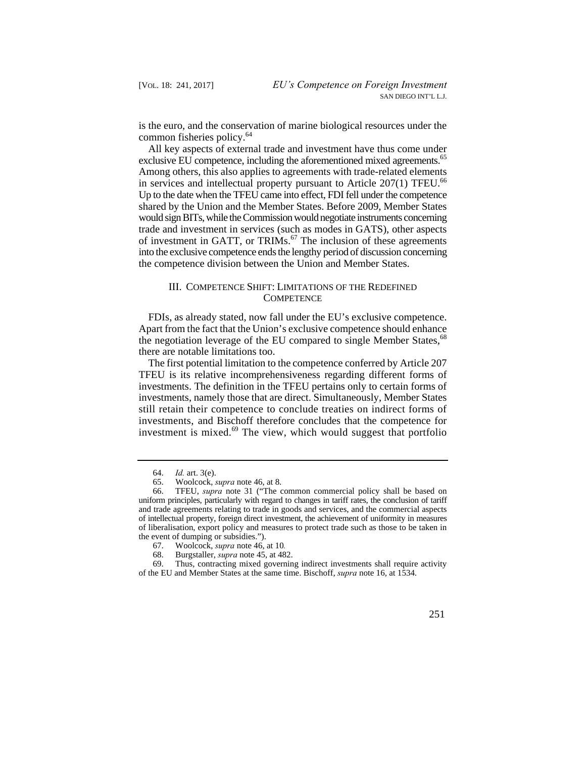is the euro, and the conservation of marine biological resources under the common fisheries policy.[64]

All key aspects of external trade and investment have thus come under exclusive EU competence, including the aforementioned mixed agreements.[65] Among others, this also applies to agreements with trade-related elements in services and intellectual property pursuant to Article 207(1) TFEU.[66] Up to the date when the TFEU came into effect, FDI fell under the competence shared by the Union and the Member States. Before 2009, Member States would sign BITs, while the Commission would negotiate instruments concerning trade and investment in services (such as modes in GATS), other aspects of investment in GATT, or TRIMs.[67] The inclusion of these agreements into the exclusive competence ends the lengthy period of discussion concerning the competence division between the Union and Member States.

## III. Competence Shift: Limitations of the Redefined Competence

FDIs, as already stated, now fall under the EU's exclusive competence. Apart from the fact that the Union's exclusive competence should enhance the negotiation leverage of the EU compared to single Member States,[68] there are notable limitations too.

The first potential limitation to the competence conferred by Article 207 TFEU is its relative incomprehensiveness regarding different forms of investments. The definition in the TFEU pertains only to certain forms of investments, namely those that are direct. Simultaneously, Member States still retain their competence to conclude treaties on indirect forms of investments, and Bischoff therefore concludes that the competence for investment is mixed.[69] The view, which would suggest that portfolio

---

64. *Id.* art. 3(e).

65. Woolcock, *supra* note 46, at 8.

66. TFEU, *supra* note 31 ("The common commercial policy shall be based on uniform principles, particularly with regard to changes in tariff rates, the conclusion of tariff and trade agreements relating to trade in goods and services, and the commercial aspects of intellectual property, foreign direct investment, the achievement of uniformity in measures of liberalisation, export policy and measures to protect trade such as those to be taken in the event of dumping or subsidies.").

67. Woolcock, *supra* note 46, at 10.

68. Burgstaller, *supra* note 45, at 482.

69. Thus, contracting mixed governing indirect investments shall require activity of the EU and Member States at the same time. Bischoff, *supra* note 16, at 1534.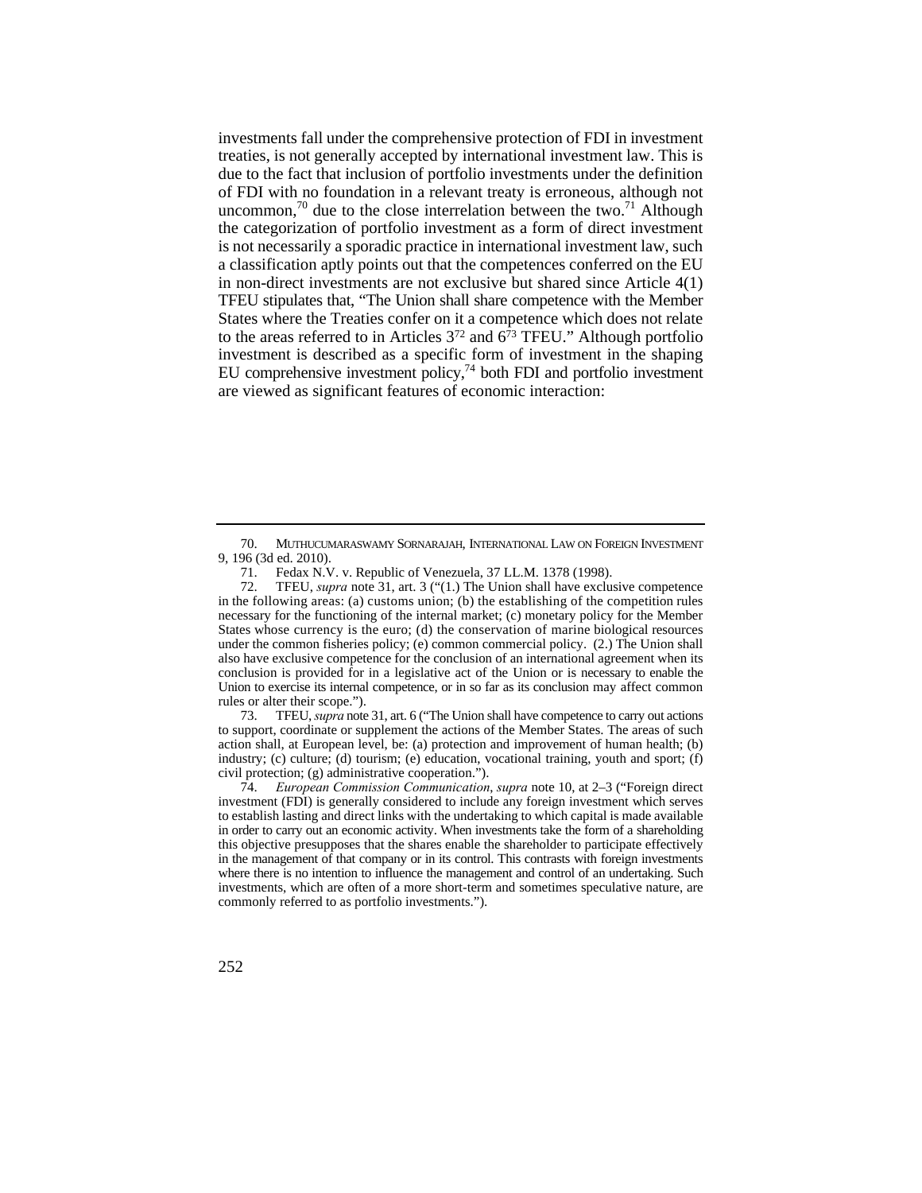investments fall under the comprehensive protection of FDI in investment treaties, is not generally accepted by international investment law. This is due to the fact that inclusion of portfolio investments under the definition of FDI with no foundation in a relevant treaty is erroneous, although not uncommon,[70] due to the close interrelation between the two.[71] Although the categorization of portfolio investment as a form of direct investment is not necessarily a sporadic practice in international investment law, such a classification aptly points out that the competences conferred on the EU in non-direct investments are not exclusive but shared since Article 4(1) TFEU stipulates that, "The Union shall share competence with the Member States where the Treaties confer on it a competence which does not relate to the areas referred to in Articles 3[72] and 6[73] TFEU." Although portfolio investment is described as a specific form of investment in the shaping EU comprehensive investment policy,[74] both FDI and portfolio investment are viewed as significant features of economic interaction:

---

70. MUTHUCUMARASWAMY SORNARAJAH, INTERNATIONAL LAW ON FOREIGN INVESTMENT 9, 196 (3d ed. 2010).

71. Fedax N.V. v. Republic of Venezuela, 37 I.L.M. 1378 (1998).

72. TFEU, *supra* note 31, art. 3 ("(1.) The Union shall have exclusive competence in the following areas: (a) customs union; (b) the establishing of the competition rules necessary for the functioning of the internal market; (c) monetary policy for the Member States whose currency is the euro; (d) the conservation of marine biological resources under the common fisheries policy; (e) common commercial policy. (2.) The Union shall also have exclusive competence for the conclusion of an international agreement when its conclusion is provided for in a legislative act of the Union or is necessary to enable the Union to exercise its internal competence, or in so far as its conclusion may affect common rules or alter their scope.").

73. TFEU, *supra* note 31, art. 6 ("The Union shall have competence to carry out actions to support, coordinate or supplement the actions of the Member States. The areas of such action shall, at European level, be: (a) protection and improvement of human health; (b) industry; (c) culture; (d) tourism; (e) education, vocational training, youth and sport; (f) civil protection; (g) administrative cooperation.").

74. *European Commission Communication*, *supra* note 10, at 2–3 ("Foreign direct investment (FDI) is generally considered to include any foreign investment which serves to establish lasting and direct links with the undertaking to which capital is made available in order to carry out an economic activity. When investments take the form of a shareholding this objective presupposes that the shares enable the shareholder to participate effectively in the management of that company or in its control. This contrasts with foreign investments where there is no intention to influence the management and control of an undertaking. Such investments, which are often of a more short-term and sometimes speculative nature, are commonly referred to as portfolio investments.").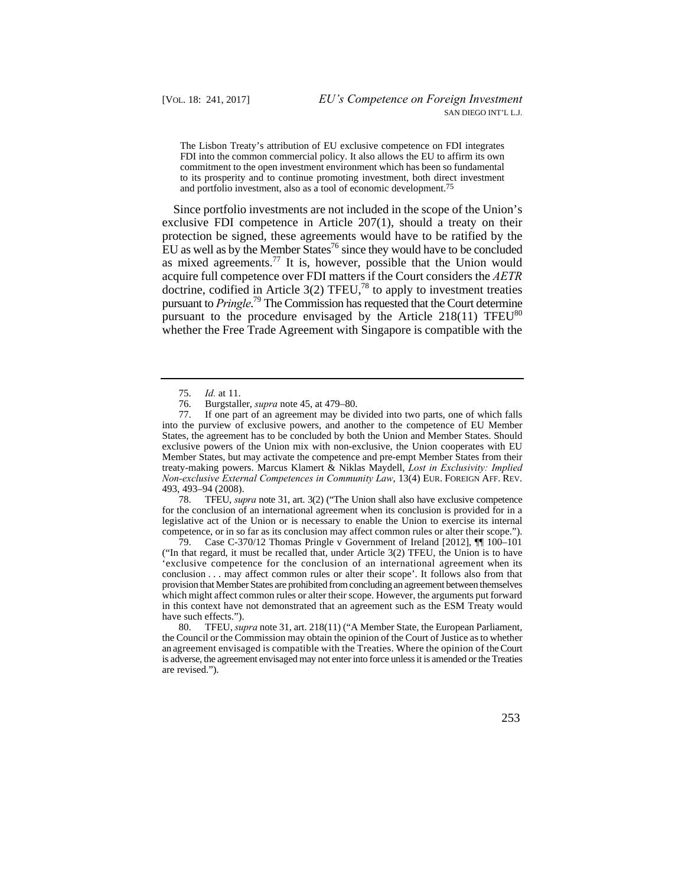> The Lisbon Treaty's attribution of EU exclusive competence on FDI integrates FDI into the common commercial policy. It also allows the EU to affirm its own commitment to the open investment environment which has been so fundamental to its prosperity and to continue promoting investment, both direct investment and portfolio investment, also as a tool of economic development.[75]

Since portfolio investments are not included in the scope of the Union's exclusive FDI competence in Article 207(1), should a treaty on their protection be signed, these agreements would have to be ratified by the EU as well as by the Member States[76] since they would have to be concluded as mixed agreements.[77] It is, however, possible that the Union would acquire full competence over FDI matters if the Court considers the *AETR* doctrine, codified in Article 3(2) TFEU,[78] to apply to investment treaties pursuant to *Pringle*.[79] The Commission has requested that the Court determine pursuant to the procedure envisaged by the Article 218(11) TFEU[80] whether the Free Trade Agreement with Singapore is compatible with the

---

75. *Id.* at 11.

76. Burgstaller, *supra* note 45, at 479–80.

77. If one part of an agreement may be divided into two parts, one of which falls into the purview of exclusive powers, and another to the competence of EU Member States, the agreement has to be concluded by both the Union and Member States. Should exclusive powers of the Union mix with non-exclusive, the Union cooperates with EU Member States, but may activate the competence and pre-empt Member States from their treaty-making powers. Marcus Klamert & Niklas Maydell, *Lost in Exclusivity: Implied Non-exclusive External Competences in Community Law*, 13(4) EUR. FOREIGN AFF. REV. 493, 493–94 (2008).

78. TFEU, *supra* note 31, art. 3(2) ("The Union shall also have exclusive competence for the conclusion of an international agreement when its conclusion is provided for in a legislative act of the Union or is necessary to enable the Union to exercise its internal competence, or in so far as its conclusion may affect common rules or alter their scope.").

79. Case C-370/12 Thomas Pringle v Government of Ireland [2012], ¶¶ 100–101 ("In that regard, it must be recalled that, under Article 3(2) TFEU, the Union is to have 'exclusive competence for the conclusion of an international agreement when its conclusion . . . may affect common rules or alter their scope'. It follows also from that provision that Member States are prohibited from concluding an agreement between themselves which might affect common rules or alter their scope. However, the arguments put forward in this context have not demonstrated that an agreement such as the ESM Treaty would have such effects.").

80. TFEU, *supra* note 31, art. 218(11) ("A Member State, the European Parliament, the Council or the Commission may obtain the opinion of the Court of Justice as to whether an agreement envisaged is compatible with the Treaties. Where the opinion of the Court is adverse, the agreement envisaged may not enter into force unless it is amended or the Treaties are revised.").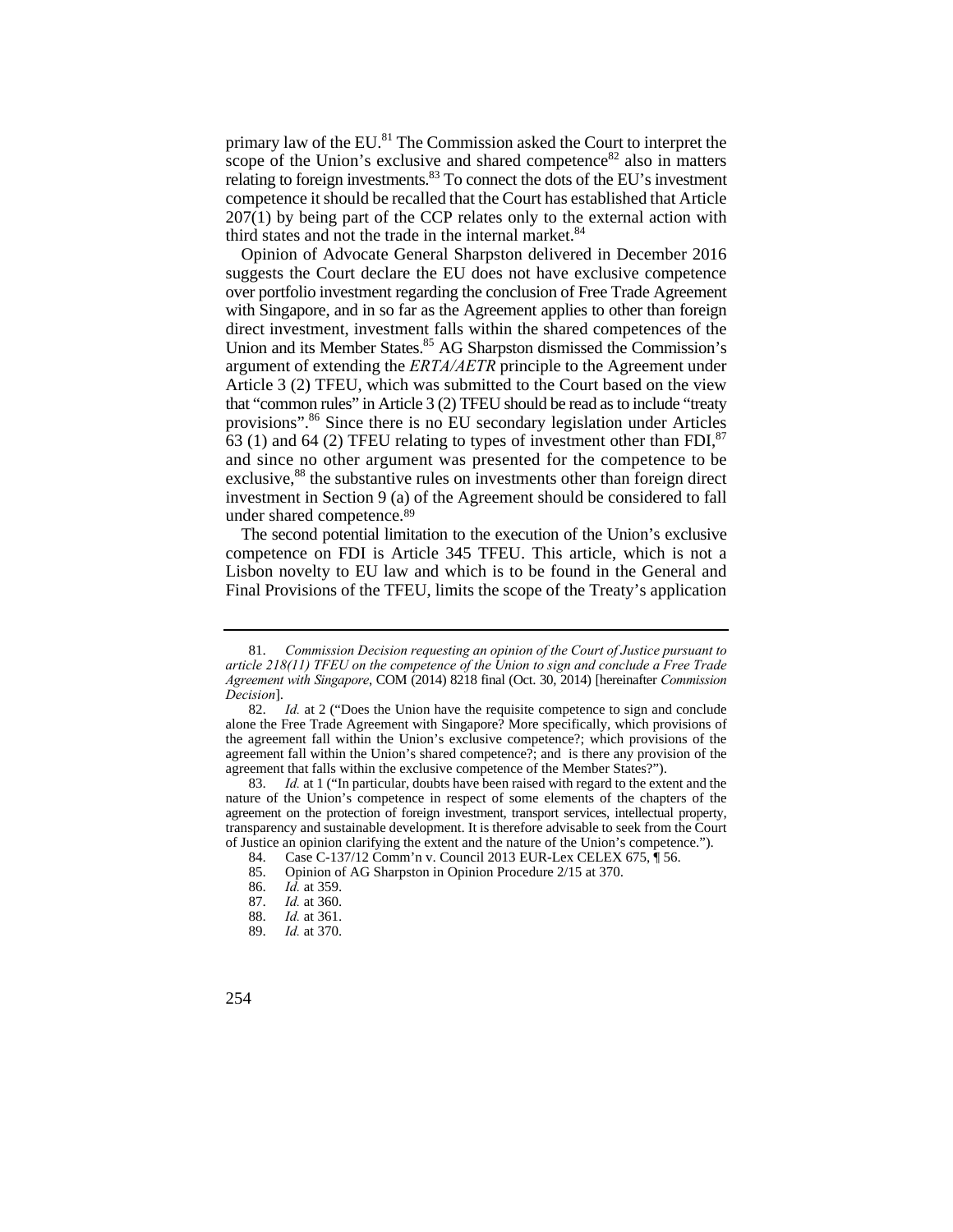primary law of the EU.[81] The Commission asked the Court to interpret the scope of the Union's exclusive and shared competence[82] also in matters relating to foreign investments.[83] To connect the dots of the EU's investment competence it should be recalled that the Court has established that Article 207(1) by being part of the CCP relates only to the external action with third states and not the trade in the internal market.[84]

Opinion of Advocate General Sharpston delivered in December 2016 suggests the Court declare the EU does not have exclusive competence over portfolio investment regarding the conclusion of Free Trade Agreement with Singapore, and in so far as the Agreement applies to other than foreign direct investment, investment falls within the shared competences of the Union and its Member States.[85] AG Sharpston dismissed the Commission's argument of extending the *ERTA/AETR* principle to the Agreement under Article 3 (2) TFEU, which was submitted to the Court based on the view that "common rules" in Article 3 (2) TFEU should be read as to include "treaty provisions".[86] Since there is no EU secondary legislation under Articles 63 (1) and 64 (2) TFEU relating to types of investment other than FDI,[87] and since no other argument was presented for the competence to be exclusive,[88] the substantive rules on investments other than foreign direct investment in Section 9 (a) of the Agreement should be considered to fall under shared competence.[89]

The second potential limitation to the execution of the Union's exclusive competence on FDI is Article 345 TFEU. This article, which is not a Lisbon novelty to EU law and which is to be found in the General and Final Provisions of the TFEU, limits the scope of the Treaty's application

---

81. *Commission Decision requesting an opinion of the Court of Justice pursuant to article 218(11) TFEU on the competence of the Union to sign and conclude a Free Trade Agreement with Singapore*, COM (2014) 8218 final (Oct. 30, 2014) [hereinafter *Commission Decision*].

82. *Id.* at 2 ("Does the Union have the requisite competence to sign and conclude alone the Free Trade Agreement with Singapore? More specifically, which provisions of the agreement fall within the Union's exclusive competence?; which provisions of the agreement fall within the Union's shared competence?; and is there any provision of the agreement that falls within the exclusive competence of the Member States?").

83. *Id.* at 1 ("In particular, doubts have been raised with regard to the extent and the nature of the Union's competence in respect of some elements of the chapters of the agreement on the protection of foreign investment, transport services, intellectual property, transparency and sustainable development. It is therefore advisable to seek from the Court of Justice an opinion clarifying the extent and the nature of the Union's competence.").

84. Case C-137/12 Comm'n v. Council 2013 EUR-Lex CELEX 675, ¶ 56.

85. Opinion of AG Sharpston in Opinion Procedure 2/15 at 370.

86. *Id.* at 359.

87. *Id.* at 360.

88. *Id.* at 361.

89. *Id.* at 370.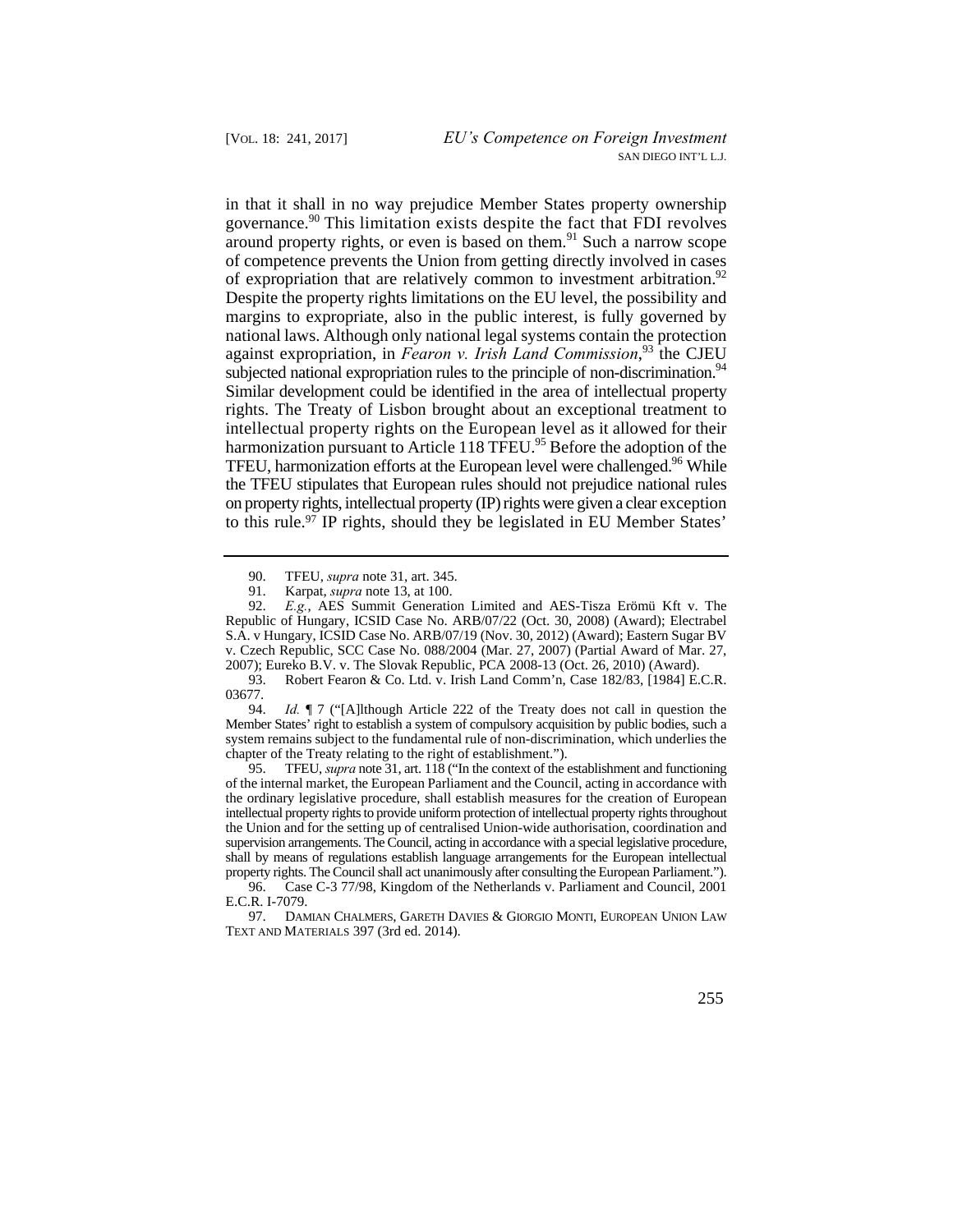in that it shall in no way prejudice Member States property ownership governance.[90] This limitation exists despite the fact that FDI revolves around property rights, or even is based on them.[91] Such a narrow scope of competence prevents the Union from getting directly involved in cases of expropriation that are relatively common to investment arbitration.[92] Despite the property rights limitations on the EU level, the possibility and margins to expropriate, also in the public interest, is fully governed by national laws. Although only national legal systems contain the protection against expropriation, in *Fearon v. Irish Land Commission*,[93] the CJEU subjected national expropriation rules to the principle of non-discrimination.[94] Similar development could be identified in the area of intellectual property rights. The Treaty of Lisbon brought about an exceptional treatment to intellectual property rights on the European level as it allowed for their harmonization pursuant to Article 118 TFEU.[95] Before the adoption of the TFEU, harmonization efforts at the European level were challenged.[96] While the TFEU stipulates that European rules should not prejudice national rules on property rights, intellectual property (IP) rights were given a clear exception to this rule.[97] IP rights, should they be legislated in EU Member States'

---

90. TFEU, *supra* note 31, art. 345.

91. Karpat, *supra* note 13, at 100.

92. *E.g.*, AES Summit Generation Limited and AES-Tisza Erömü Kft v. The Republic of Hungary, ICSID Case No. ARB/07/22 (Oct. 30, 2008) (Award); Electrabel S.A. v Hungary, ICSID Case No. ARB/07/19 (Nov. 30, 2012) (Award); Eastern Sugar BV v. Czech Republic, SCC Case No. 088/2004 (Mar. 27, 2007) (Partial Award of Mar. 27, 2007); Eureko B.V. v. The Slovak Republic, PCA 2008-13 (Oct. 26, 2010) (Award).

93. Robert Fearon & Co. Ltd. v. Irish Land Comm'n, Case 182/83, [1984] E.C.R. 03677.

94. *Id.* ¶ 7 ("[A]lthough Article 222 of the Treaty does not call in question the Member States' right to establish a system of compulsory acquisition by public bodies, such a system remains subject to the fundamental rule of non-discrimination, which underlies the chapter of the Treaty relating to the right of establishment.").

95. TFEU, *supra* note 31, art. 118 ("In the context of the establishment and functioning of the internal market, the European Parliament and the Council, acting in accordance with the ordinary legislative procedure, shall establish measures for the creation of European intellectual property rights to provide uniform protection of intellectual property rights throughout the Union and for the setting up of centralised Union-wide authorisation, coordination and supervision arrangements. The Council, acting in accordance with a special legislative procedure, shall by means of regulations establish language arrangements for the European intellectual property rights. The Council shall act unanimously after consulting the European Parliament.").

96. Case C-3 77/98, Kingdom of the Netherlands v. Parliament and Council, 2001 E.C.R. I-7079.

97. DAMIAN CHALMERS, GARETH DAVIES & GIORGIO MONTI, EUROPEAN UNION LAW TEXT AND MATERIALS 397 (3rd ed. 2014).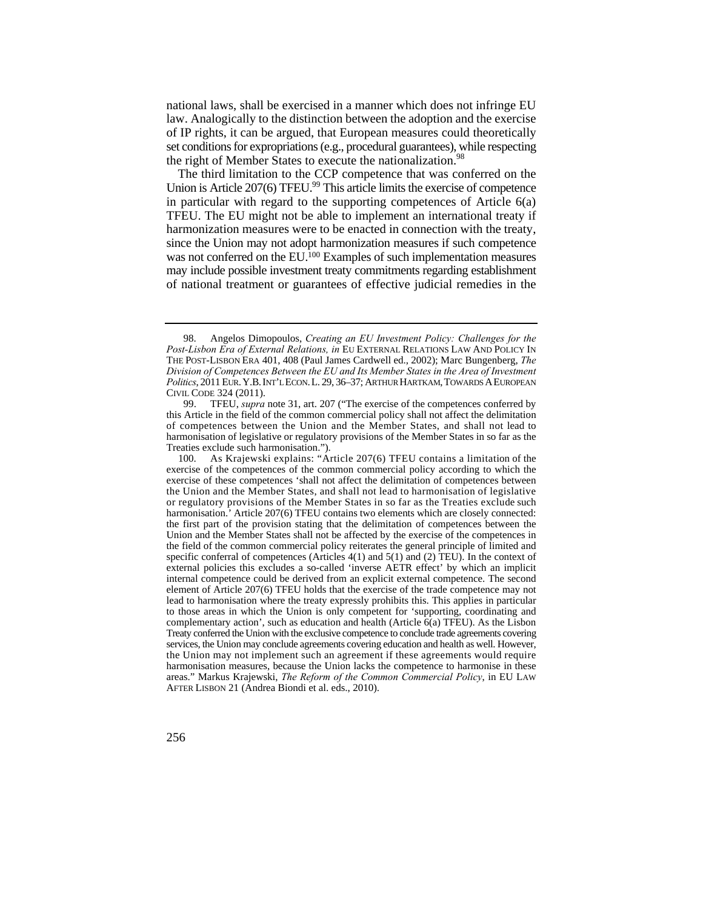national laws, shall be exercised in a manner which does not infringe EU law. Analogically to the distinction between the adoption and the exercise of IP rights, it can be argued, that European measures could theoretically set conditions for expropriations (e.g., procedural guarantees), while respecting the right of Member States to execute the nationalization.[98]

The third limitation to the CCP competence that was conferred on the Union is Article 207(6) TFEU.[99] This article limits the exercise of competence in particular with regard to the supporting competences of Article 6(a) TFEU. The EU might not be able to implement an international treaty if harmonization measures were to be enacted in connection with the treaty, since the Union may not adopt harmonization measures if such competence was not conferred on the EU.[100] Examples of such implementation measures may include possible investment treaty commitments regarding establishment of national treatment or guarantees of effective judicial remedies in the

---

98. Angelos Dimopoulos, *Creating an EU Investment Policy: Challenges for the Post-Lisbon Era of External Relations, in* EU EXTERNAL RELATIONS LAW AND POLICY IN THE POST-LISBON ERA 401, 408 (Paul James Cardwell ed., 2002); Marc Bungenberg, *The Division of Competences Between the EU and Its Member States in the Area of Investment Politics*, 2011 EUR. Y.B. INT'L ECON. L. 29, 36–37; ARTHUR HARTKAM, TOWARDS A EUROPEAN CIVIL CODE 324 (2011).

99. TFEU, *supra* note 31, art. 207 ("The exercise of the competences conferred by this Article in the field of the common commercial policy shall not affect the delimitation of competences between the Union and the Member States, and shall not lead to harmonisation of legislative or regulatory provisions of the Member States in so far as the Treaties exclude such harmonisation.").

100. As Krajewski explains: "Article 207(6) TFEU contains a limitation of the exercise of the competences of the common commercial policy according to which the exercise of these competences 'shall not affect the delimitation of competences between the Union and the Member States, and shall not lead to harmonisation of legislative or regulatory provisions of the Member States in so far as the Treaties exclude such harmonisation.' Article 207(6) TFEU contains two elements which are closely connected: the first part of the provision stating that the delimitation of competences between the Union and the Member States shall not be affected by the exercise of the competences in the field of the common commercial policy reiterates the general principle of limited and specific conferral of competences (Articles 4(1) and 5(1) and (2) TEU). In the context of external policies this excludes a so-called 'inverse AETR effect' by which an implicit internal competence could be derived from an explicit external competence. The second element of Article 207(6) TFEU holds that the exercise of the trade competence may not lead to harmonisation where the treaty expressly prohibits this. This applies in particular to those areas in which the Union is only competent for 'supporting, coordinating and complementary action', such as education and health (Article 6(a) TFEU). As the Lisbon Treaty conferred the Union with the exclusive competence to conclude trade agreements covering services, the Union may conclude agreements covering education and health as well. However, the Union may not implement such an agreement if these agreements would require harmonisation measures, because the Union lacks the competence to harmonise in these areas." Markus Krajewski, *The Reform of the Common Commercial Policy*, in EU LAW AFTER LISBON 21 (Andrea Biondi et al. eds., 2010).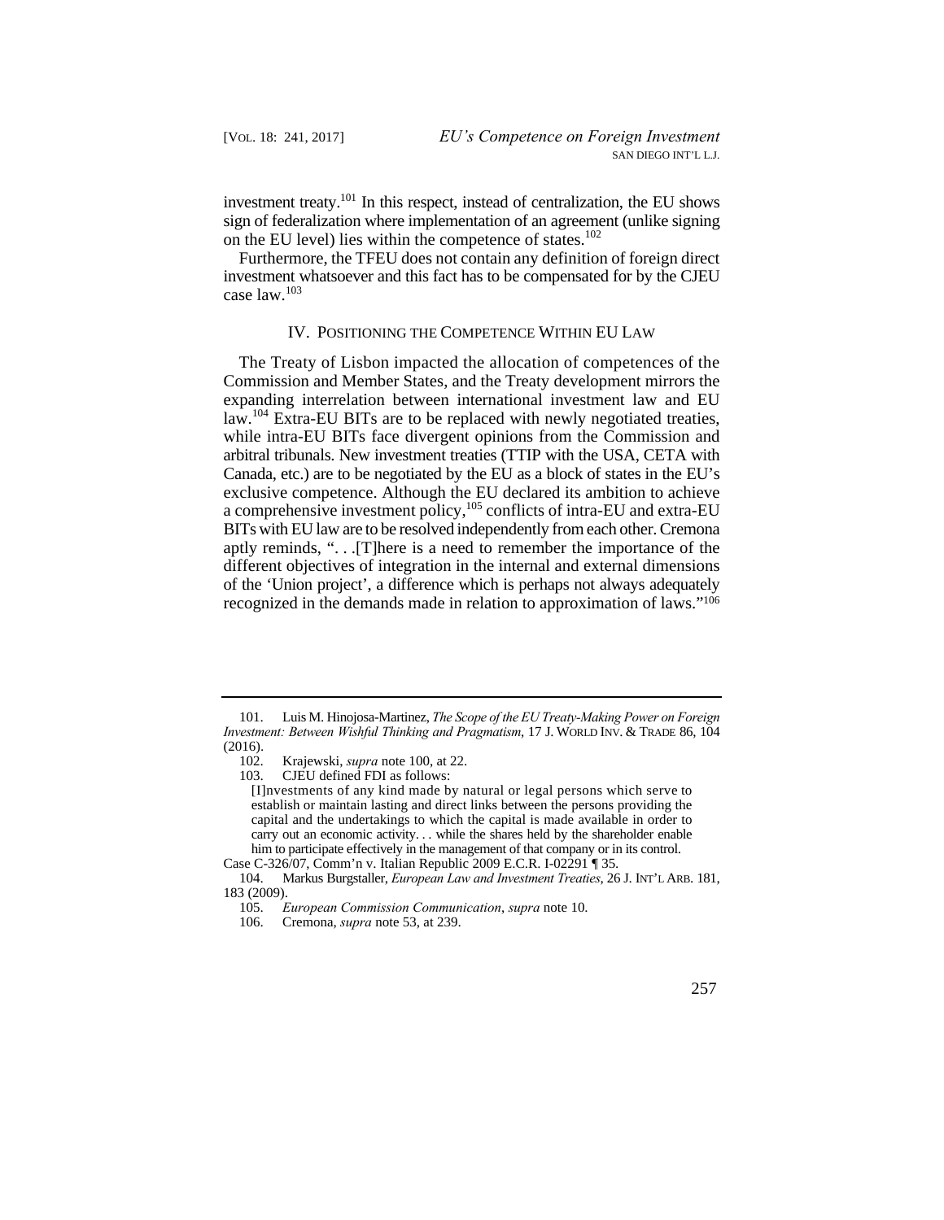investment treaty.[101] In this respect, instead of centralization, the EU shows sign of federalization where implementation of an agreement (unlike signing on the EU level) lies within the competence of states.[102]

Furthermore, the TFEU does not contain any definition of foreign direct investment whatsoever and this fact has to be compensated for by the CJEU case law.[103]

## IV. POSITIONING THE COMPETENCE WITHIN EU LAW

The Treaty of Lisbon impacted the allocation of competences of the Commission and Member States, and the Treaty development mirrors the expanding interrelation between international investment law and EU law.[104] Extra-EU BITs are to be replaced with newly negotiated treaties, while intra-EU BITs face divergent opinions from the Commission and arbitral tribunals. New investment treaties (TTIP with the USA, CETA with Canada, etc.) are to be negotiated by the EU as a block of states in the EU's exclusive competence. Although the EU declared its ambition to achieve a comprehensive investment policy,[105] conflicts of intra-EU and extra-EU BITs with EU law are to be resolved independently from each other. Cremona aptly reminds, ". . .[T]here is a need to remember the importance of the different objectives of integration in the internal and external dimensions of the 'Union project', a difference which is perhaps not always adequately recognized in the demands made in relation to approximation of laws."[106]

---

101. Luis M. Hinojosa-Martinez, *The Scope of the EU Treaty-Making Power on Foreign Investment: Between Wishful Thinking and Pragmatism*, 17 J. WORLD INV. & TRADE 86, 104 (2016).

102. Krajewski, *supra* note 100, at 22.

103. CJEU defined FDI as follows:

> [I]nvestments of any kind made by natural or legal persons which serve to establish or maintain lasting and direct links between the persons providing the capital and the undertakings to which the capital is made available in order to carry out an economic activity. . . while the shares held by the shareholder enable him to participate effectively in the management of that company or in its control.

Case C-326/07, Comm'n v. Italian Republic 2009 E.C.R. I-02291 ¶ 35.

104. Markus Burgstaller, *European Law and Investment Treaties*, 26 J. INT'L ARB. 181, 183 (2009).

105. *European Commission Communication*, *supra* note 10.

106. Cremona, *supra* note 53, at 239.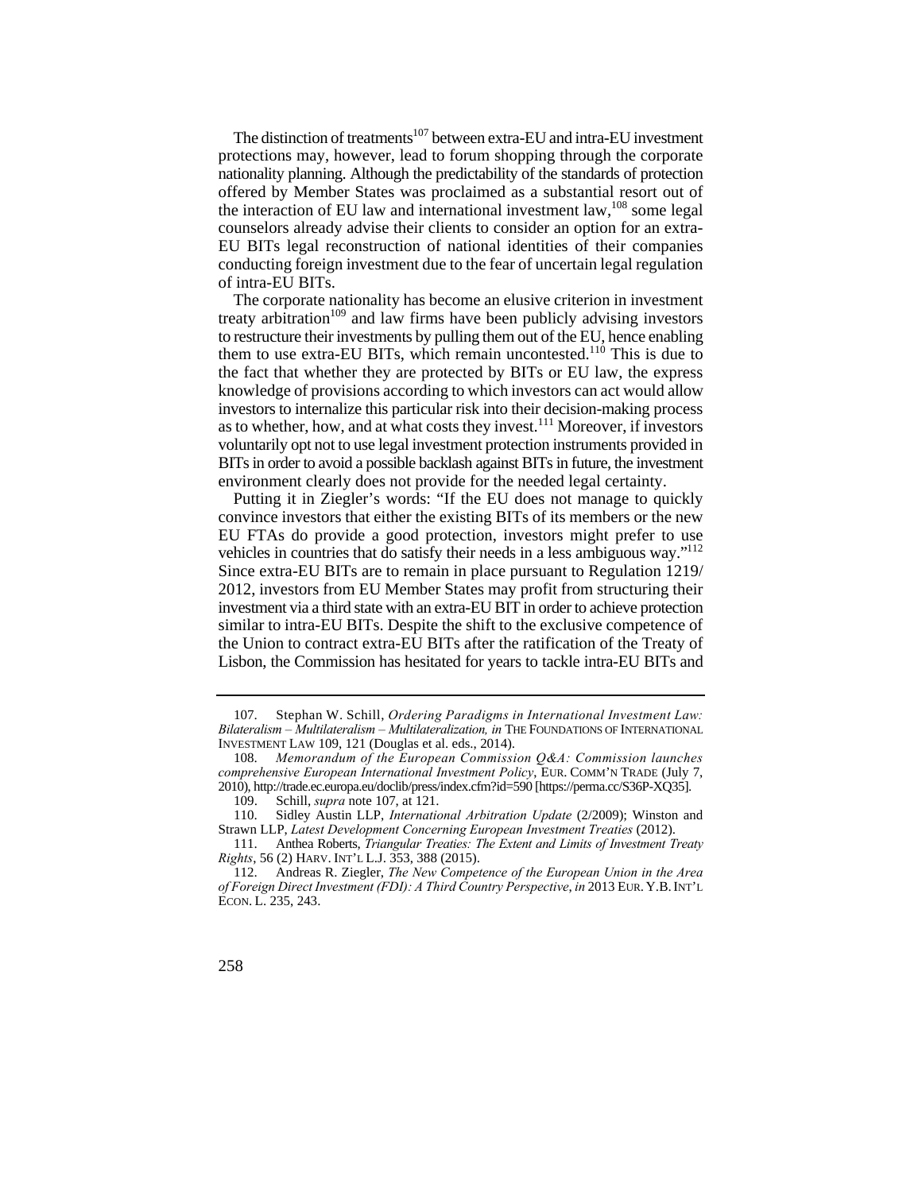The distinction of treatments[107] between extra-EU and intra-EU investment protections may, however, lead to forum shopping through the corporate nationality planning. Although the predictability of the standards of protection offered by Member States was proclaimed as a substantial resort out of the interaction of EU law and international investment law,[108] some legal counselors already advise their clients to consider an option for an extra-EU BITs legal reconstruction of national identities of their companies conducting foreign investment due to the fear of uncertain legal regulation of intra-EU BITs.

The corporate nationality has become an elusive criterion in investment treaty arbitration[109] and law firms have been publicly advising investors to restructure their investments by pulling them out of the EU, hence enabling them to use extra-EU BITs, which remain uncontested.[110] This is due to the fact that whether they are protected by BITs or EU law, the express knowledge of provisions according to which investors can act would allow investors to internalize this particular risk into their decision-making process as to whether, how, and at what costs they invest.[111] Moreover, if investors voluntarily opt not to use legal investment protection instruments provided in BITs in order to avoid a possible backlash against BITs in future, the investment environment clearly does not provide for the needed legal certainty.

Putting it in Ziegler's words: "If the EU does not manage to quickly convince investors that either the existing BITs of its members or the new EU FTAs do provide a good protection, investors might prefer to use vehicles in countries that do satisfy their needs in a less ambiguous way."[112] Since extra-EU BITs are to remain in place pursuant to Regulation 1219/2012, investors from EU Member States may profit from structuring their investment via a third state with an extra-EU BIT in order to achieve protection similar to intra-EU BITs. Despite the shift to the exclusive competence of the Union to contract extra-EU BITs after the ratification of the Treaty of Lisbon, the Commission has hesitated for years to tackle intra-EU BITs and

---

107. Stephan W. Schill, *Ordering Paradigms in International Investment Law: Bilateralism – Multilateralism – Multilateralization, in* THE FOUNDATIONS OF INTERNATIONAL INVESTMENT LAW 109, 121 (Douglas et al. eds., 2014).

108. *Memorandum of the European Commission Q&A: Commission launches comprehensive European International Investment Policy*, EUR. COMM'N TRADE (July 7, 2010), http://trade.ec.europa.eu/doclib/press/index.cfm?id=590 [https://perma.cc/S36P-XQ35].

109. Schill, *supra* note 107, at 121.

110. Sidley Austin LLP, *International Arbitration Update* (2/2009); Winston and Strawn LLP, *Latest Development Concerning European Investment Treaties* (2012).

111. Anthea Roberts, *Triangular Treaties: The Extent and Limits of Investment Treaty Rights*, 56 (2) HARV. INT'L L.J. 353, 388 (2015).

112. Andreas R. Ziegler, *The New Competence of the European Union in the Area of Foreign Direct Investment (FDI): A Third Country Perspective*, *in* 2013 EUR. Y.B. INT'L ECON. L. 235, 243.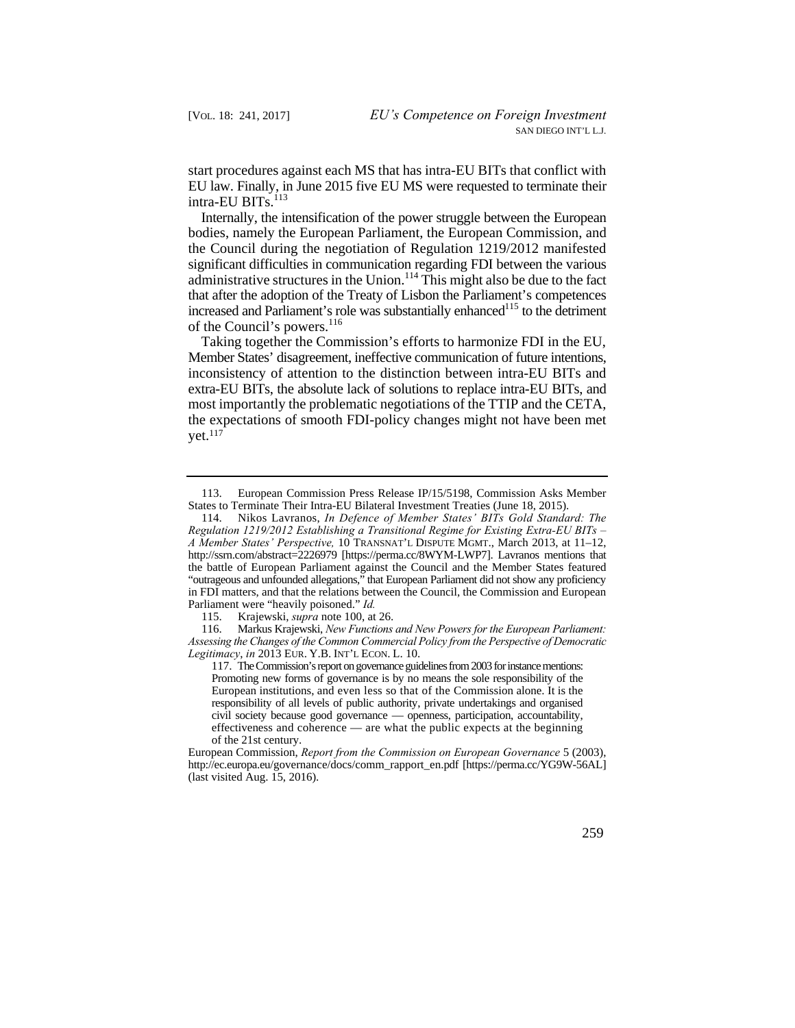start procedures against each MS that has intra-EU BITs that conflict with EU law. Finally, in June 2015 five EU MS were requested to terminate their intra-EU BITs.[113]

Internally, the intensification of the power struggle between the European bodies, namely the European Parliament, the European Commission, and the Council during the negotiation of Regulation 1219/2012 manifested significant difficulties in communication regarding FDI between the various administrative structures in the Union.[114] This might also be due to the fact that after the adoption of the Treaty of Lisbon the Parliament's competences increased and Parliament's role was substantially enhanced[115] to the detriment of the Council's powers.[116]

Taking together the Commission's efforts to harmonize FDI in the EU, Member States' disagreement, ineffective communication of future intentions, inconsistency of attention to the distinction between intra-EU BITs and extra-EU BITs, the absolute lack of solutions to replace intra-EU BITs, and most importantly the problematic negotiations of the TTIP and the CETA, the expectations of smooth FDI-policy changes might not have been met yet.[117]

---

113. European Commission Press Release IP/15/5198, Commission Asks Member States to Terminate Their Intra-EU Bilateral Investment Treaties (June 18, 2015).

114. Nikos Lavranos, *In Defence of Member States' BITs Gold Standard: The Regulation 1219/2012 Establishing a Transitional Regime for Existing Extra-EU BITs – A Member States' Perspective,* 10 TRANSNAT'L DISPUTE MGMT., March 2013, at 11–12, http://ssrn.com/abstract=2226979 [https://perma.cc/8WYM-LWP7]. Lavranos mentions that the battle of European Parliament against the Council and the Member States featured "outrageous and unfounded allegations," that European Parliament did not show any proficiency in FDI matters, and that the relations between the Council, the Commission and European Parliament were "heavily poisoned." *Id.*

115. Krajewski, *supra* note 100, at 26.

116. Markus Krajewski, *New Functions and New Powers for the European Parliament: Assessing the Changes of the Common Commercial Policy from the Perspective of Democratic Legitimacy*, *in* 2013 EUR. Y.B. INT'L ECON. L. 10.

117. The Commission's report on governance guidelines from 2003 for instance mentions:

> Promoting new forms of governance is by no means the sole responsibility of the European institutions, and even less so that of the Commission alone. It is the responsibility of all levels of public authority, private undertakings and organised civil society because good governance — openness, participation, accountability, effectiveness and coherence — are what the public expects at the beginning of the 21st century.

European Commission, *Report from the Commission on European Governance* 5 (2003), http://ec.europa.eu/governance/docs/comm_rapport_en.pdf [https://perma.cc/YG9W-56AL] (last visited Aug. 15, 2016).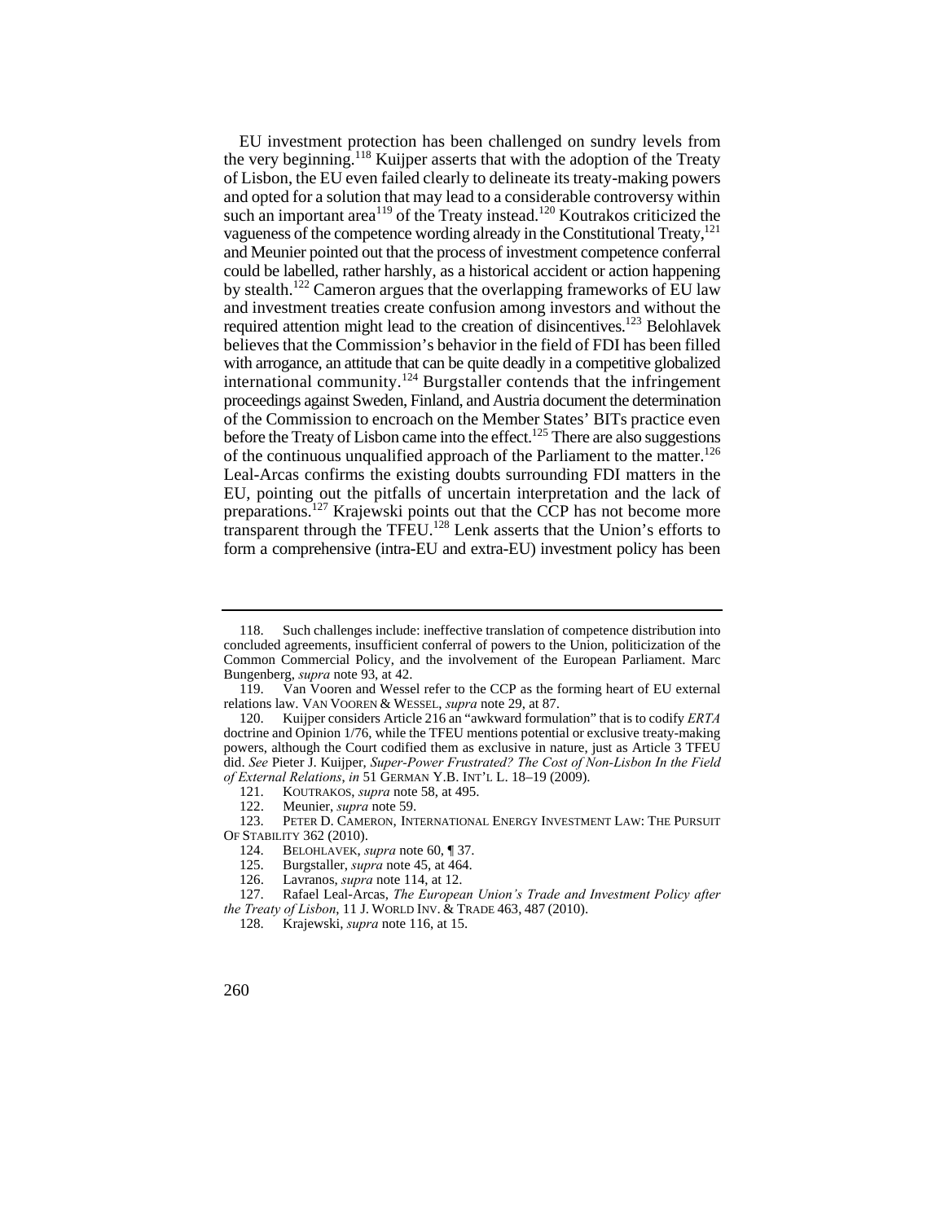EU investment protection has been challenged on sundry levels from the very beginning.[118] Kuijper asserts that with the adoption of the Treaty of Lisbon, the EU even failed clearly to delineate its treaty-making powers and opted for a solution that may lead to a considerable controversy within such an important area[119] of the Treaty instead.[120] Koutrakos criticized the vagueness of the competence wording already in the Constitutional Treaty,[121] and Meunier pointed out that the process of investment competence conferral could be labelled, rather harshly, as a historical accident or action happening by stealth.[122] Cameron argues that the overlapping frameworks of EU law and investment treaties create confusion among investors and without the required attention might lead to the creation of disincentives.[123] Belohlavek believes that the Commission's behavior in the field of FDI has been filled with arrogance, an attitude that can be quite deadly in a competitive globalized international community.[124] Burgstaller contends that the infringement proceedings against Sweden, Finland, and Austria document the determination of the Commission to encroach on the Member States' BITs practice even before the Treaty of Lisbon came into the effect.[125] There are also suggestions of the continuous unqualified approach of the Parliament to the matter.[126] Leal-Arcas confirms the existing doubts surrounding FDI matters in the EU, pointing out the pitfalls of uncertain interpretation and the lack of preparations.[127] Krajewski points out that the CCP has not become more transparent through the TFEU.[128] Lenk asserts that the Union's efforts to form a comprehensive (intra-EU and extra-EU) investment policy has been

---

118. Such challenges include: ineffective translation of competence distribution into concluded agreements, insufficient conferral of powers to the Union, politicization of the Common Commercial Policy, and the involvement of the European Parliament. Marc Bungenberg, *supra* note 93, at 42.

119. Van Vooren and Wessel refer to the CCP as the forming heart of EU external relations law. VAN VOOREN & WESSEL, *supra* note 29, at 87.

120. Kuijper considers Article 216 an "awkward formulation" that is to codify *ERTA* doctrine and Opinion 1/76, while the TFEU mentions potential or exclusive treaty-making powers, although the Court codified them as exclusive in nature, just as Article 3 TFEU did. *See* Pieter J. Kuijper, *Super-Power Frustrated? The Cost of Non-Lisbon In the Field of External Relations*, *in* 51 GERMAN Y.B. INT'L L. 18–19 (2009).

121. KOUTRAKOS, *supra* note 58, at 495.

122. Meunier, *supra* note 59.

123. PETER D. CAMERON, INTERNATIONAL ENERGY INVESTMENT LAW: THE PURSUIT OF STABILITY 362 (2010).

124. BELOHLAVEK, *supra* note 60, ¶ 37.

125. Burgstaller, *supra* note 45, at 464.

126. Lavranos, *supra* note 114, at 12.

127. Rafael Leal-Arcas, *The European Union's Trade and Investment Policy after the Treaty of Lisbon*, 11 J. WORLD INV. & TRADE 463, 487 (2010).

128. Krajewski, *supra* note 116, at 15.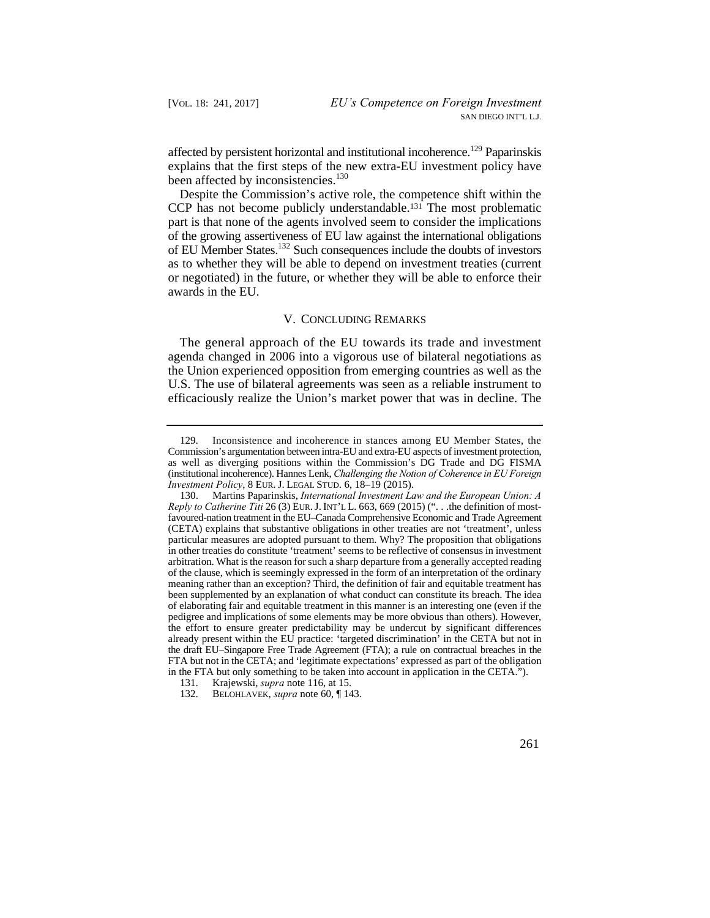affected by persistent horizontal and institutional incoherence.[129] Paparinskis explains that the first steps of the new extra-EU investment policy have been affected by inconsistencies.[130]

Despite the Commission's active role, the competence shift within the CCP has not become publicly understandable.[131] The most problematic part is that none of the agents involved seem to consider the implications of the growing assertiveness of EU law against the international obligations of EU Member States.[132] Such consequences include the doubts of investors as to whether they will be able to depend on investment treaties (current or negotiated) in the future, or whether they will be able to enforce their awards in the EU.

## V. Concluding Remarks

The general approach of the EU towards its trade and investment agenda changed in 2006 into a vigorous use of bilateral negotiations as the Union experienced opposition from emerging countries as well as the U.S. The use of bilateral agreements was seen as a reliable instrument to efficaciously realize the Union's market power that was in decline. The

---

129. Inconsistence and incoherence in stances among EU Member States, the Commission's argumentation between intra-EU and extra-EU aspects of investment protection, as well as diverging positions within the Commission's DG Trade and DG FISMA (institutional incoherence). Hannes Lenk, *Challenging the Notion of Coherence in EU Foreign Investment Policy*, 8 Eur. J. Legal Stud. 6, 18–19 (2015).

130. Martins Paparinskis, *International Investment Law and the European Union: A Reply to Catherine Titi* 26 (3) Eur. J. Int'l L. 663, 669 (2015) (". . .the definition of most-favoured-nation treatment in the EU–Canada Comprehensive Economic and Trade Agreement (CETA) explains that substantive obligations in other treaties are not 'treatment', unless particular measures are adopted pursuant to them. Why? The proposition that obligations in other treaties do constitute 'treatment' seems to be reflective of consensus in investment arbitration. What is the reason for such a sharp departure from a generally accepted reading of the clause, which is seemingly expressed in the form of an interpretation of the ordinary meaning rather than an exception? Third, the definition of fair and equitable treatment has been supplemented by an explanation of what conduct can constitute its breach. The idea of elaborating fair and equitable treatment in this manner is an interesting one (even if the pedigree and implications of some elements may be more obvious than others). However, the effort to ensure greater predictability may be undercut by significant differences already present within the EU practice: 'targeted discrimination' in the CETA but not in the draft EU–Singapore Free Trade Agreement (FTA); a rule on contractual breaches in the FTA but not in the CETA; and 'legitimate expectations' expressed as part of the obligation in the FTA but only something to be taken into account in application in the CETA.").

131. Krajewski, *supra* note 116, at 15.

132. Belohlavek, *supra* note 60, ¶ 143.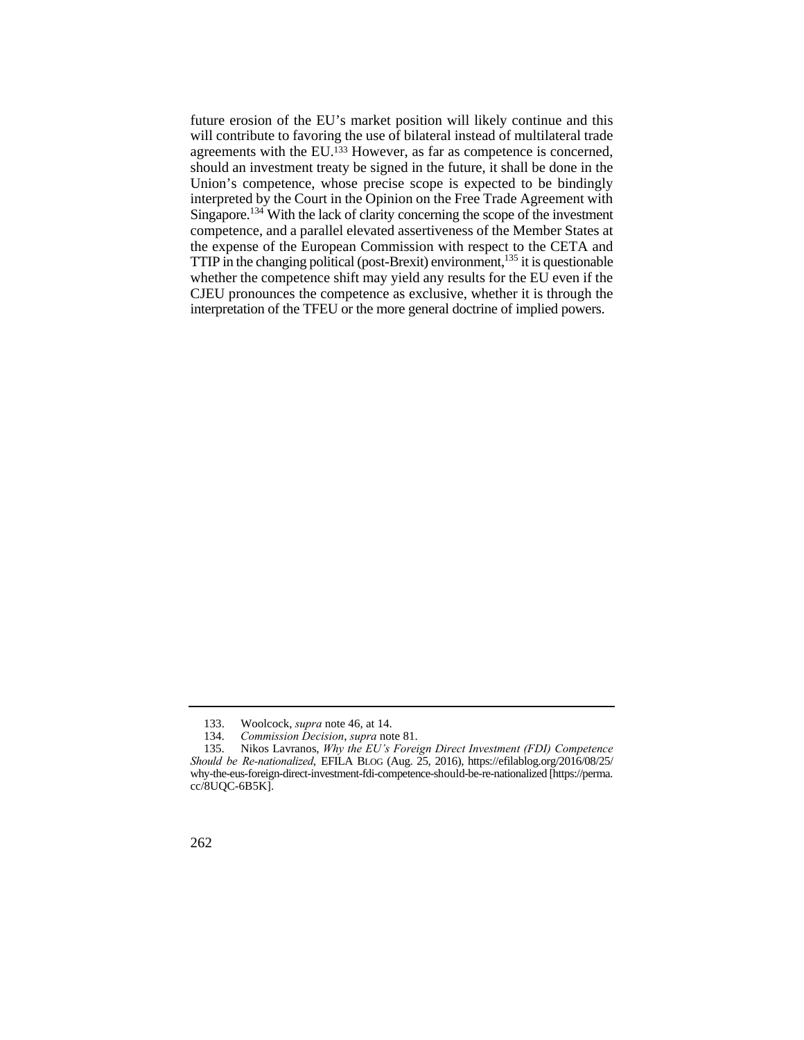future erosion of the EU's market position will likely continue and this will contribute to favoring the use of bilateral instead of multilateral trade agreements with the EU.[133] However, as far as competence is concerned, should an investment treaty be signed in the future, it shall be done in the Union's competence, whose precise scope is expected to be bindingly interpreted by the Court in the Opinion on the Free Trade Agreement with Singapore.[134] With the lack of clarity concerning the scope of the investment competence, and a parallel elevated assertiveness of the Member States at the expense of the European Commission with respect to the CETA and TTIP in the changing political (post-Brexit) environment,[135] it is questionable whether the competence shift may yield any results for the EU even if the CJEU pronounces the competence as exclusive, whether it is through the interpretation of the TFEU or the more general doctrine of implied powers.

---

133. Woolcock, *supra* note 46, at 14.

134. *Commission Decision*, *supra* note 81.

135. Nikos Lavranos, *Why the EU's Foreign Direct Investment (FDI) Competence Should be Re-nationalized*, EFILA BLOG (Aug. 25, 2016), https://efilablog.org/2016/08/25/why-the-eus-foreign-direct-investment-fdi-competence-should-be-re-nationalized [https://perma.cc/8UQC-6B5K].